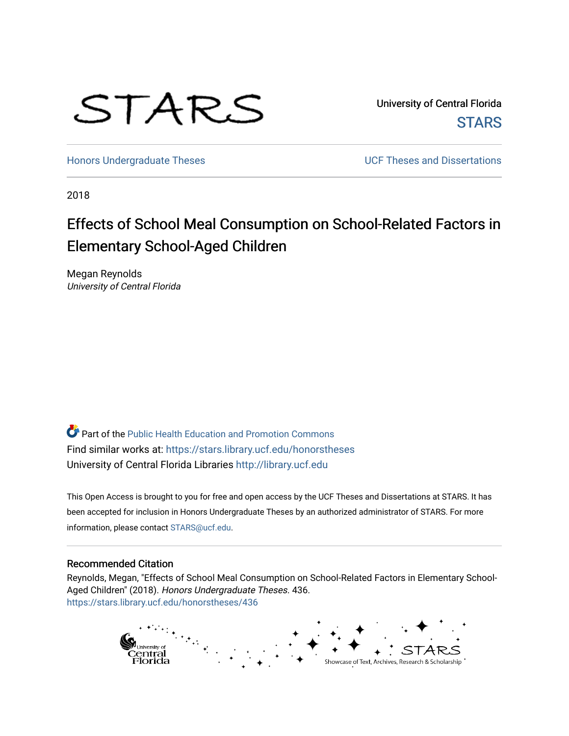University of Central Florida

STARS

Honors Undergraduate Theses

UCF Theses and Dissertations

2018

# Effects of School Meal Consumption on School-Related Factors in Elementary School-Aged Children

Megan Reynolds
*University of Central Florida*

Part of the Public Health Education and Promotion Commons
Find similar works at: https://stars.library.ucf.edu/honorstheses
University of Central Florida Libraries http://library.ucf.edu

This Open Access is brought to you for free and open access by the UCF Theses and Dissertations at STARS. It has been accepted for inclusion in Honors Undergraduate Theses by an authorized administrator of STARS. For more information, please contact STARS@ucf.edu.

## Recommended Citation

Reynolds, Megan, "Effects of School Meal Consumption on School-Related Factors in Elementary School-Aged Children" (2018). *Honors Undergraduate Theses*. 436.
https://stars.library.ucf.edu/honorstheses/436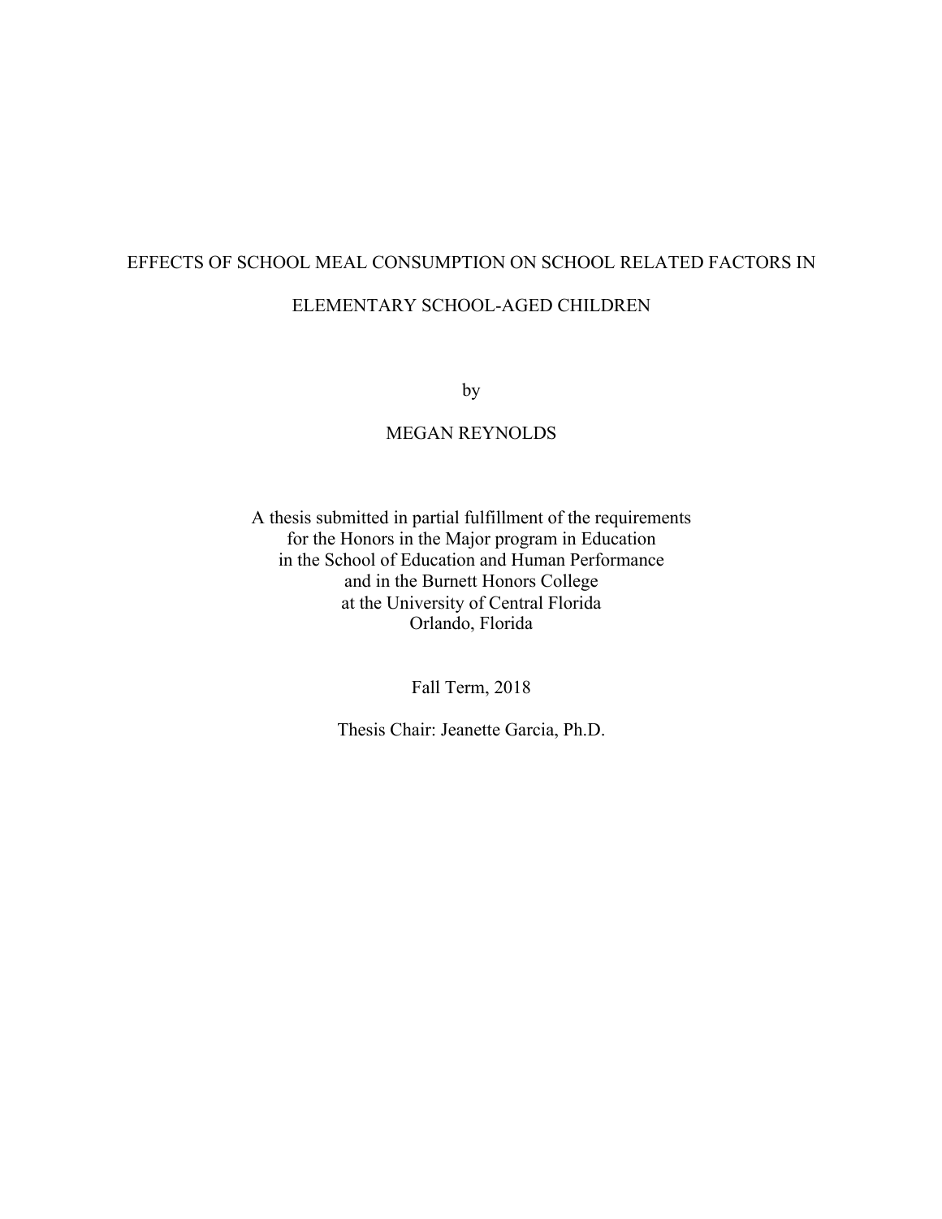# EFFECTS OF SCHOOL MEAL CONSUMPTION ON SCHOOL RELATED FACTORS IN ELEMENTARY SCHOOL-AGED CHILDREN

by

MEGAN REYNOLDS

A thesis submitted in partial fulfillment of the requirements
for the Honors in the Major program in Education
in the School of Education and Human Performance
and in the Burnett Honors College
at the University of Central Florida
Orlando, Florida

Fall Term, 2018

Thesis Chair: Jeanette Garcia, Ph.D.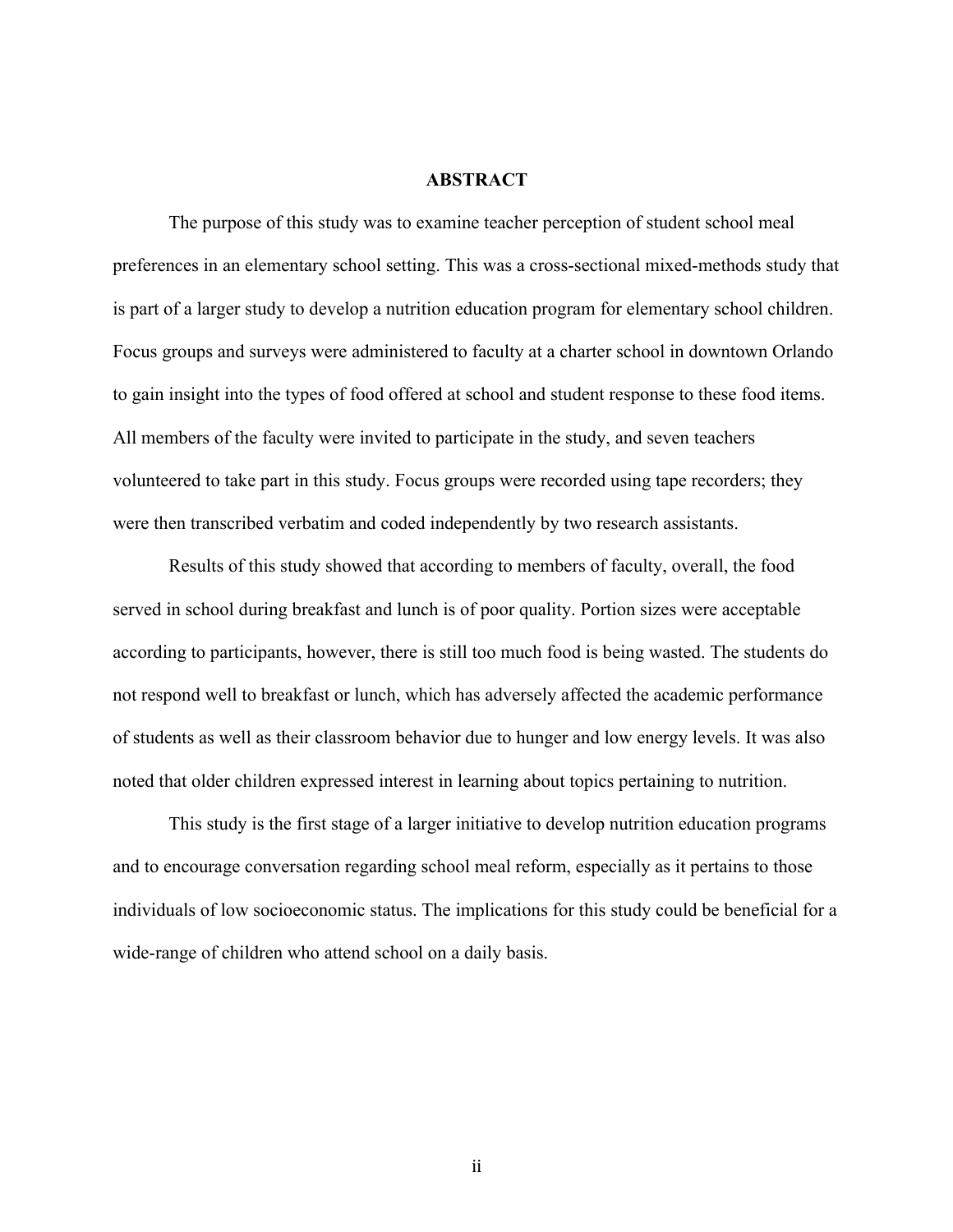# ABSTRACT

The purpose of this study was to examine teacher perception of student school meal preferences in an elementary school setting. This was a cross-sectional mixed-methods study that is part of a larger study to develop a nutrition education program for elementary school children. Focus groups and surveys were administered to faculty at a charter school in downtown Orlando to gain insight into the types of food offered at school and student response to these food items. All members of the faculty were invited to participate in the study, and seven teachers volunteered to take part in this study. Focus groups were recorded using tape recorders; they were then transcribed verbatim and coded independently by two research assistants.

Results of this study showed that according to members of faculty, overall, the food served in school during breakfast and lunch is of poor quality. Portion sizes were acceptable according to participants, however, there is still too much food is being wasted. The students do not respond well to breakfast or lunch, which has adversely affected the academic performance of students as well as their classroom behavior due to hunger and low energy levels. It was also noted that older children expressed interest in learning about topics pertaining to nutrition.

This study is the first stage of a larger initiative to develop nutrition education programs and to encourage conversation regarding school meal reform, especially as it pertains to those individuals of low socioeconomic status. The implications for this study could be beneficial for a wide-range of children who attend school on a daily basis.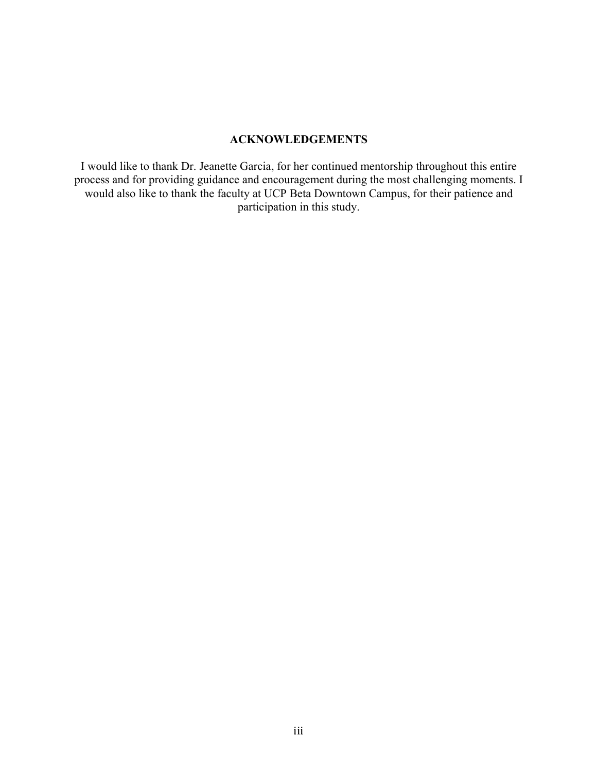# ACKNOWLEDGEMENTS

I would like to thank Dr. Jeanette Garcia, for her continued mentorship throughout this entire process and for providing guidance and encouragement during the most challenging moments. I would also like to thank the faculty at UCP Beta Downtown Campus, for their patience and participation in this study.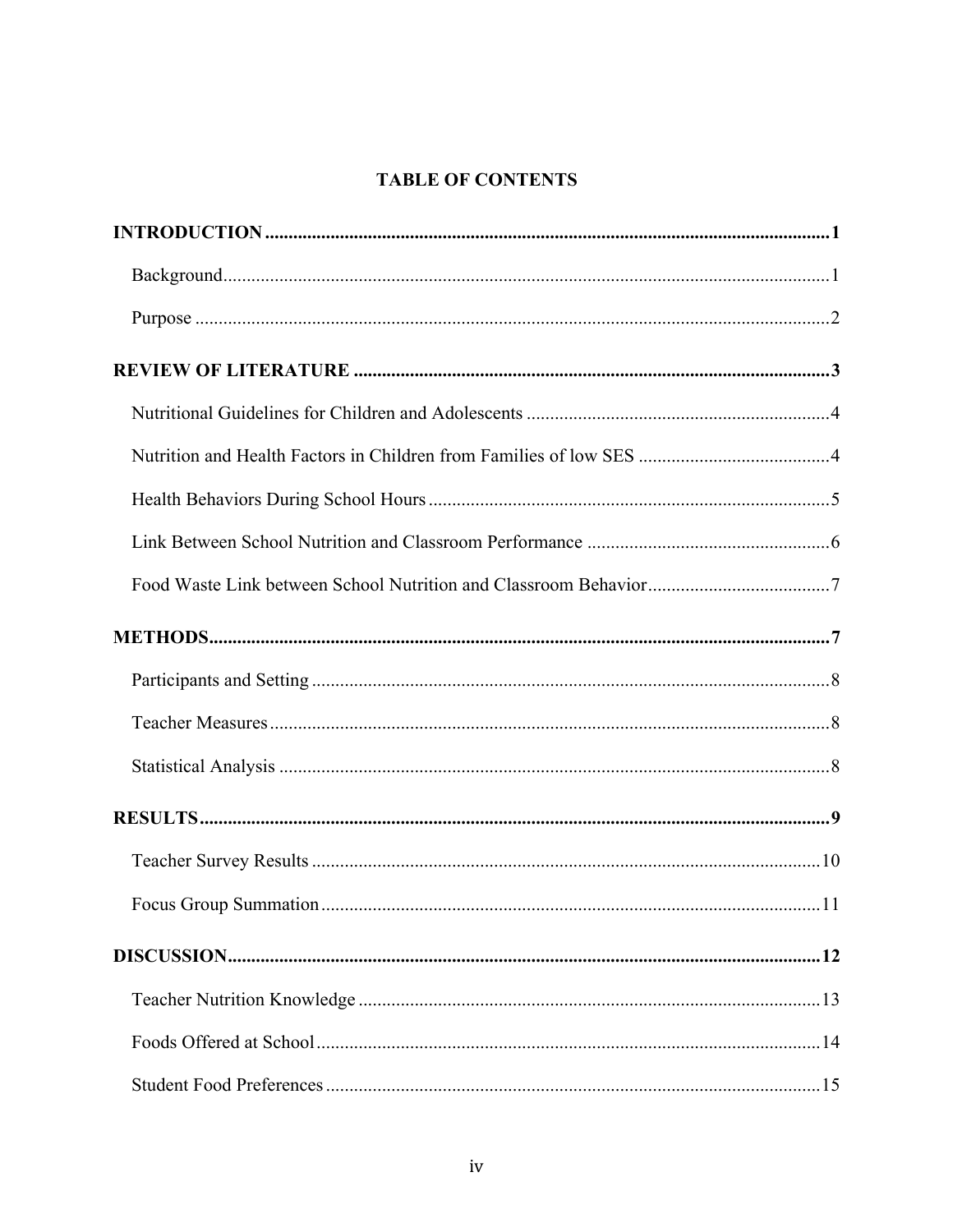# TABLE OF CONTENTS

**INTRODUCTION** .......... **1**

Background .......... 1

Purpose .......... 2

**REVIEW OF LITERATURE** .......... **3**

Nutritional Guidelines for Children and Adolescents .......... 4

Nutrition and Health Factors in Children from Families of low SES .......... 4

Health Behaviors During School Hours .......... 5

Link Between School Nutrition and Classroom Performance .......... 6

Food Waste Link between School Nutrition and Classroom Behavior .......... 7

**METHODS** .......... **7**

Participants and Setting .......... 8

Teacher Measures .......... 8

Statistical Analysis .......... 8

**RESULTS** .......... **9**

Teacher Survey Results .......... 10

Focus Group Summation .......... 11

**DISCUSSION** .......... **12**

Teacher Nutrition Knowledge .......... 13

Foods Offered at School .......... 14

Student Food Preferences .......... 15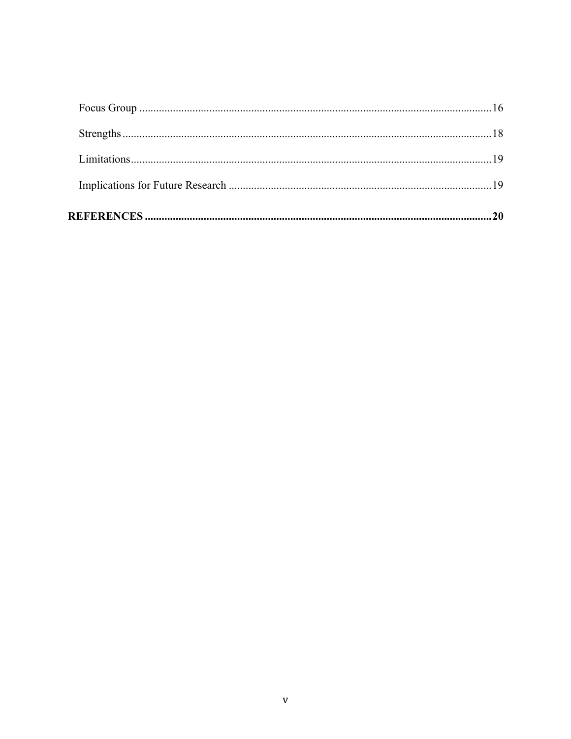Focus Group ............................................................................................................................16

Strengths..................................................................................................................................18

Limitations...............................................................................................................................19

Implications for Future Research ............................................................................................19

**REFERENCES ..........................................................................................................................20**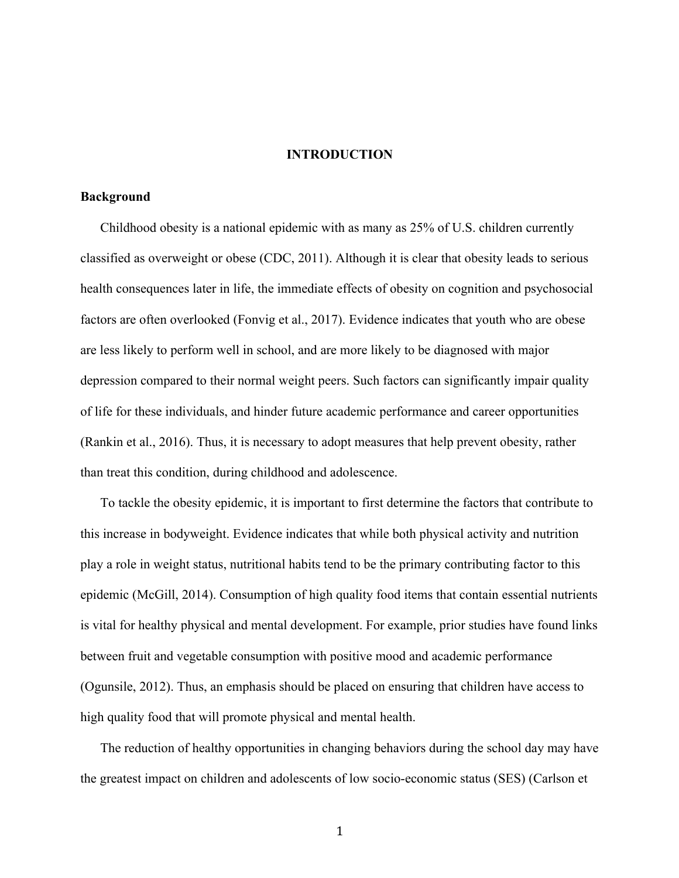# INTRODUCTION

## Background

Childhood obesity is a national epidemic with as many as 25% of U.S. children currently classified as overweight or obese (CDC, 2011). Although it is clear that obesity leads to serious health consequences later in life, the immediate effects of obesity on cognition and psychosocial factors are often overlooked (Fonvig et al., 2017). Evidence indicates that youth who are obese are less likely to perform well in school, and are more likely to be diagnosed with major depression compared to their normal weight peers. Such factors can significantly impair quality of life for these individuals, and hinder future academic performance and career opportunities (Rankin et al., 2016). Thus, it is necessary to adopt measures that help prevent obesity, rather than treat this condition, during childhood and adolescence.

To tackle the obesity epidemic, it is important to first determine the factors that contribute to this increase in bodyweight. Evidence indicates that while both physical activity and nutrition play a role in weight status, nutritional habits tend to be the primary contributing factor to this epidemic (McGill, 2014). Consumption of high quality food items that contain essential nutrients is vital for healthy physical and mental development. For example, prior studies have found links between fruit and vegetable consumption with positive mood and academic performance (Ogunsile, 2012). Thus, an emphasis should be placed on ensuring that children have access to high quality food that will promote physical and mental health.

The reduction of healthy opportunities in changing behaviors during the school day may have the greatest impact on children and adolescents of low socio-economic status (SES) (Carlson et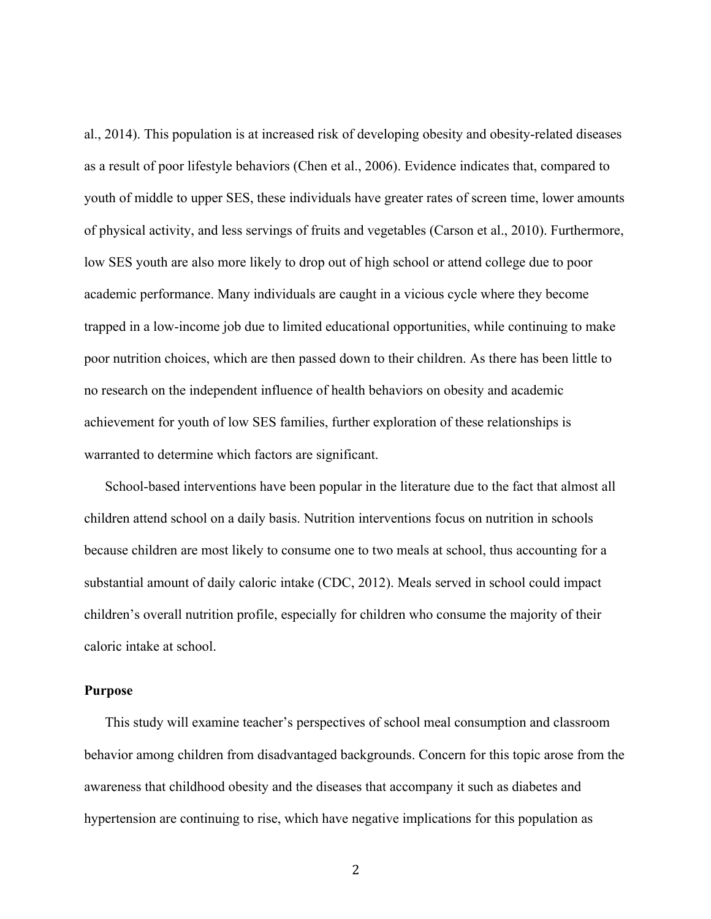al., 2014). This population is at increased risk of developing obesity and obesity-related diseases as a result of poor lifestyle behaviors (Chen et al., 2006). Evidence indicates that, compared to youth of middle to upper SES, these individuals have greater rates of screen time, lower amounts of physical activity, and less servings of fruits and vegetables (Carson et al., 2010). Furthermore, low SES youth are also more likely to drop out of high school or attend college due to poor academic performance. Many individuals are caught in a vicious cycle where they become trapped in a low-income job due to limited educational opportunities, while continuing to make poor nutrition choices, which are then passed down to their children. As there has been little to no research on the independent influence of health behaviors on obesity and academic achievement for youth of low SES families, further exploration of these relationships is warranted to determine which factors are significant.

School-based interventions have been popular in the literature due to the fact that almost all children attend school on a daily basis. Nutrition interventions focus on nutrition in schools because children are most likely to consume one to two meals at school, thus accounting for a substantial amount of daily caloric intake (CDC, 2012). Meals served in school could impact children's overall nutrition profile, especially for children who consume the majority of their caloric intake at school.

**Purpose**

This study will examine teacher's perspectives of school meal consumption and classroom behavior among children from disadvantaged backgrounds. Concern for this topic arose from the awareness that childhood obesity and the diseases that accompany it such as diabetes and hypertension are continuing to rise, which have negative implications for this population as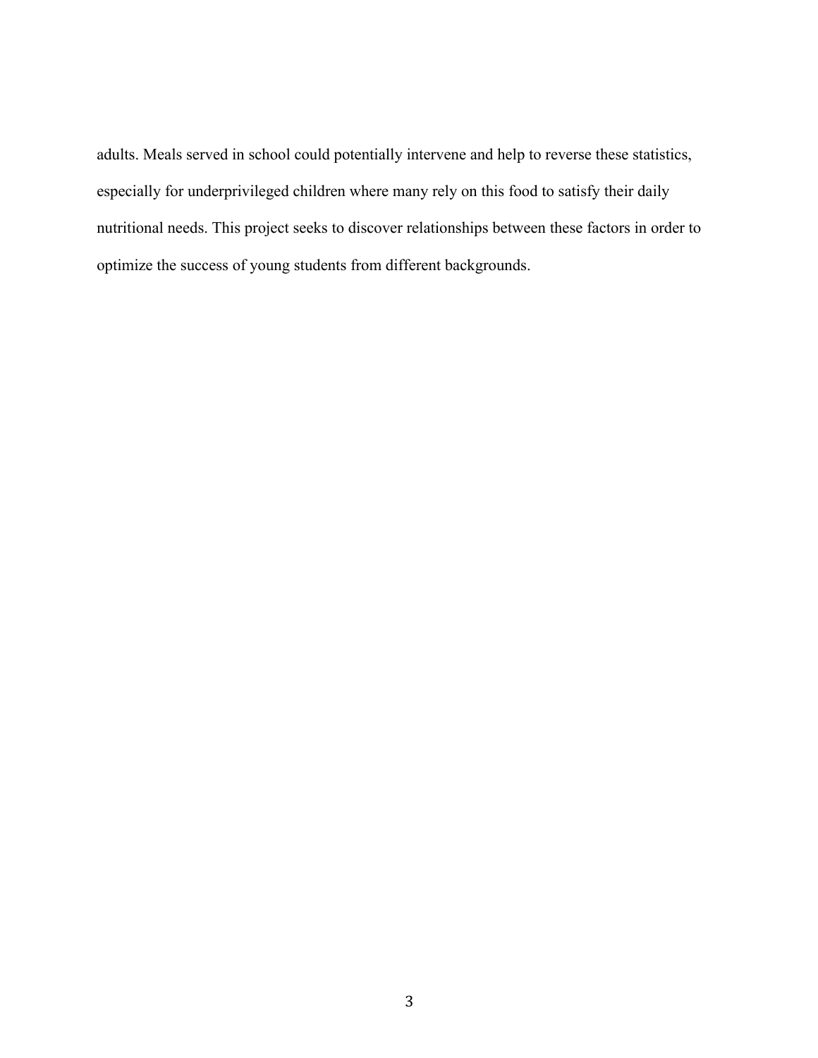adults. Meals served in school could potentially intervene and help to reverse these statistics, especially for underprivileged children where many rely on this food to satisfy their daily nutritional needs. This project seeks to discover relationships between these factors in order to optimize the success of young students from different backgrounds.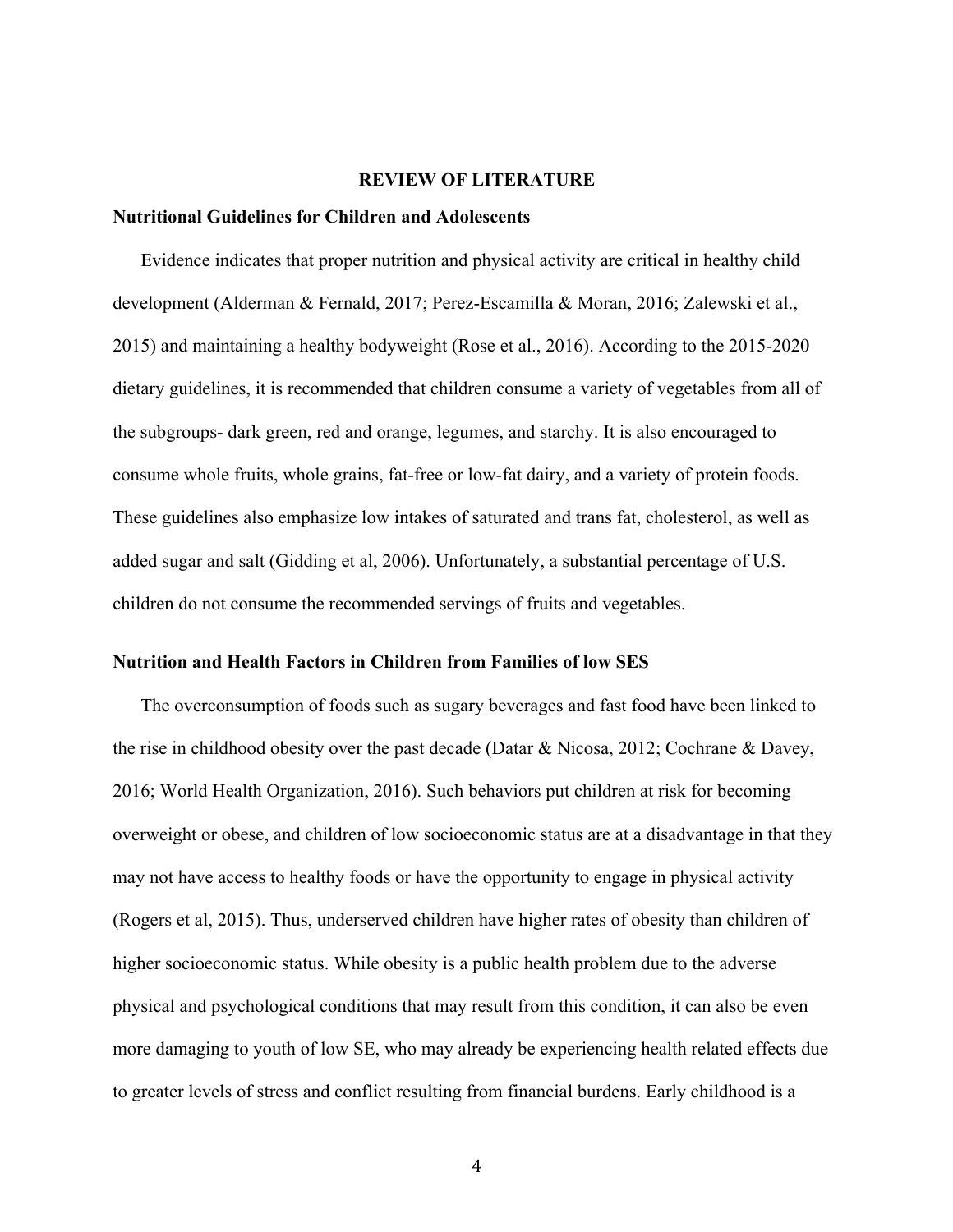# REVIEW OF LITERATURE

## Nutritional Guidelines for Children and Adolescents

Evidence indicates that proper nutrition and physical activity are critical in healthy child development (Alderman & Fernald, 2017; Perez-Escamilla & Moran, 2016; Zalewski et al., 2015) and maintaining a healthy bodyweight (Rose et al., 2016). According to the 2015-2020 dietary guidelines, it is recommended that children consume a variety of vegetables from all of the subgroups- dark green, red and orange, legumes, and starchy. It is also encouraged to consume whole fruits, whole grains, fat-free or low-fat dairy, and a variety of protein foods. These guidelines also emphasize low intakes of saturated and trans fat, cholesterol, as well as added sugar and salt (Gidding et al, 2006). Unfortunately, a substantial percentage of U.S. children do not consume the recommended servings of fruits and vegetables.

## Nutrition and Health Factors in Children from Families of low SES

The overconsumption of foods such as sugary beverages and fast food have been linked to the rise in childhood obesity over the past decade (Datar & Nicosa, 2012; Cochrane & Davey, 2016; World Health Organization, 2016). Such behaviors put children at risk for becoming overweight or obese, and children of low socioeconomic status are at a disadvantage in that they may not have access to healthy foods or have the opportunity to engage in physical activity (Rogers et al, 2015). Thus, underserved children have higher rates of obesity than children of higher socioeconomic status. While obesity is a public health problem due to the adverse physical and psychological conditions that may result from this condition, it can also be even more damaging to youth of low SE, who may already be experiencing health related effects due to greater levels of stress and conflict resulting from financial burdens. Early childhood is a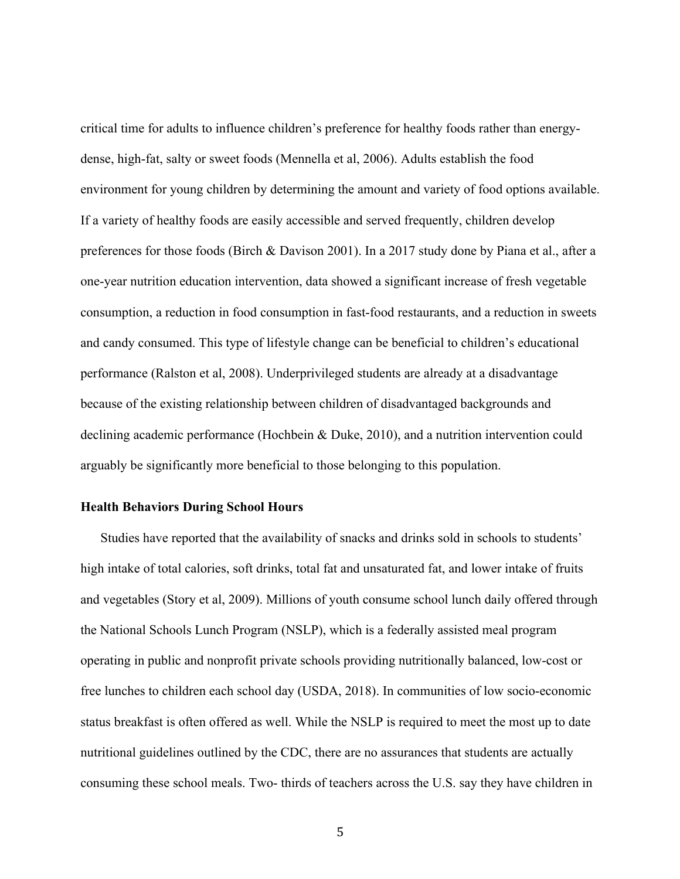critical time for adults to influence children's preference for healthy foods rather than energy-dense, high-fat, salty or sweet foods (Mennella et al, 2006). Adults establish the food environment for young children by determining the amount and variety of food options available. If a variety of healthy foods are easily accessible and served frequently, children develop preferences for those foods (Birch & Davison 2001). In a 2017 study done by Piana et al., after a one-year nutrition education intervention, data showed a significant increase of fresh vegetable consumption, a reduction in food consumption in fast-food restaurants, and a reduction in sweets and candy consumed. This type of lifestyle change can be beneficial to children's educational performance (Ralston et al, 2008). Underprivileged students are already at a disadvantage because of the existing relationship between children of disadvantaged backgrounds and declining academic performance (Hochbein & Duke, 2010), and a nutrition intervention could arguably be significantly more beneficial to those belonging to this population.

**Health Behaviors During School Hours**

Studies have reported that the availability of snacks and drinks sold in schools to students' high intake of total calories, soft drinks, total fat and unsaturated fat, and lower intake of fruits and vegetables (Story et al, 2009). Millions of youth consume school lunch daily offered through the National Schools Lunch Program (NSLP), which is a federally assisted meal program operating in public and nonprofit private schools providing nutritionally balanced, low-cost or free lunches to children each school day (USDA, 2018). In communities of low socio-economic status breakfast is often offered as well. While the NSLP is required to meet the most up to date nutritional guidelines outlined by the CDC, there are no assurances that students are actually consuming these school meals. Two- thirds of teachers across the U.S. say they have children in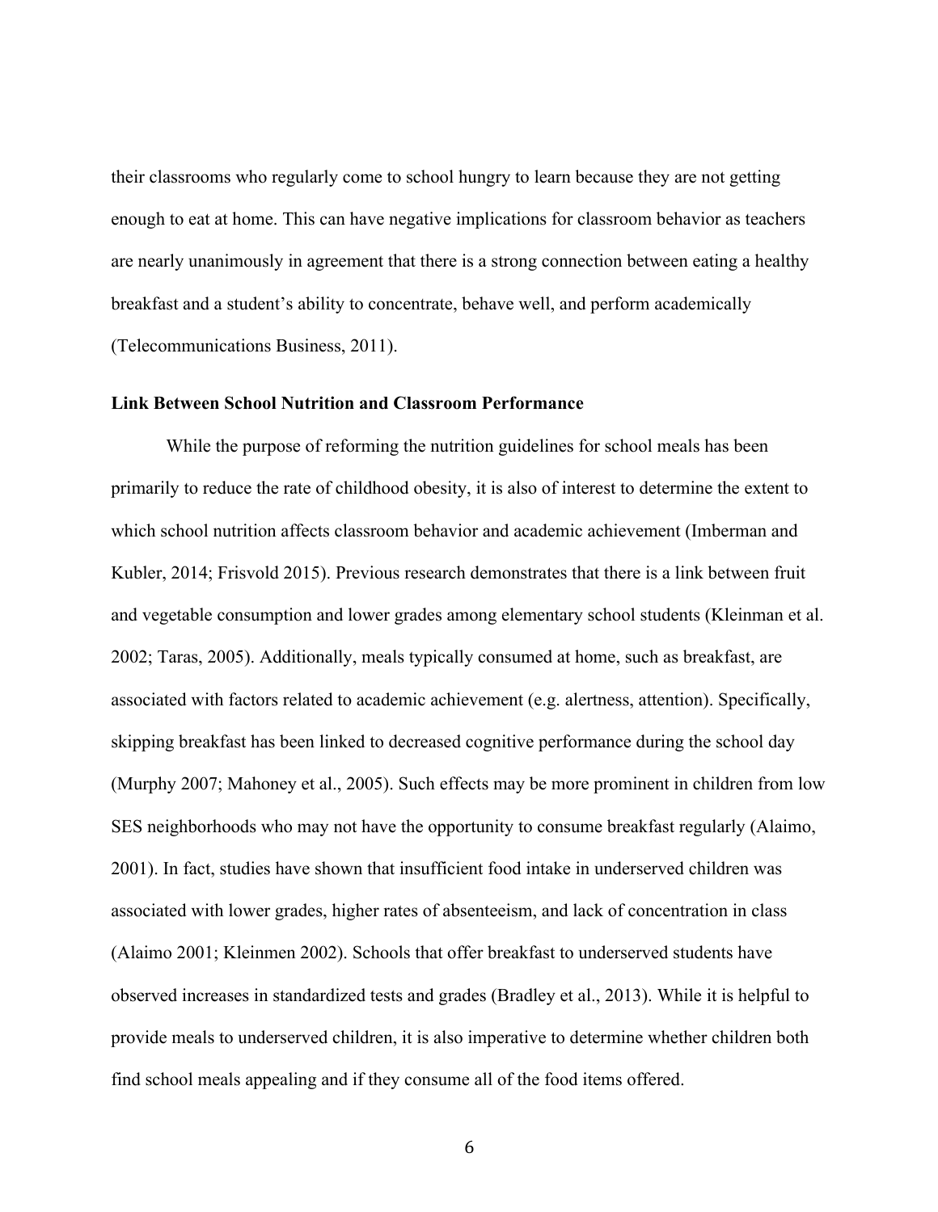their classrooms who regularly come to school hungry to learn because they are not getting enough to eat at home. This can have negative implications for classroom behavior as teachers are nearly unanimously in agreement that there is a strong connection between eating a healthy breakfast and a student's ability to concentrate, behave well, and perform academically (Telecommunications Business, 2011).

**Link Between School Nutrition and Classroom Performance**

While the purpose of reforming the nutrition guidelines for school meals has been primarily to reduce the rate of childhood obesity, it is also of interest to determine the extent to which school nutrition affects classroom behavior and academic achievement (Imberman and Kubler, 2014; Frisvold 2015). Previous research demonstrates that there is a link between fruit and vegetable consumption and lower grades among elementary school students (Kleinman et al. 2002; Taras, 2005). Additionally, meals typically consumed at home, such as breakfast, are associated with factors related to academic achievement (e.g. alertness, attention). Specifically, skipping breakfast has been linked to decreased cognitive performance during the school day (Murphy 2007; Mahoney et al., 2005). Such effects may be more prominent in children from low SES neighborhoods who may not have the opportunity to consume breakfast regularly (Alaimo, 2001). In fact, studies have shown that insufficient food intake in underserved children was associated with lower grades, higher rates of absenteeism, and lack of concentration in class (Alaimo 2001; Kleinmen 2002). Schools that offer breakfast to underserved students have observed increases in standardized tests and grades (Bradley et al., 2013). While it is helpful to provide meals to underserved children, it is also imperative to determine whether children both find school meals appealing and if they consume all of the food items offered.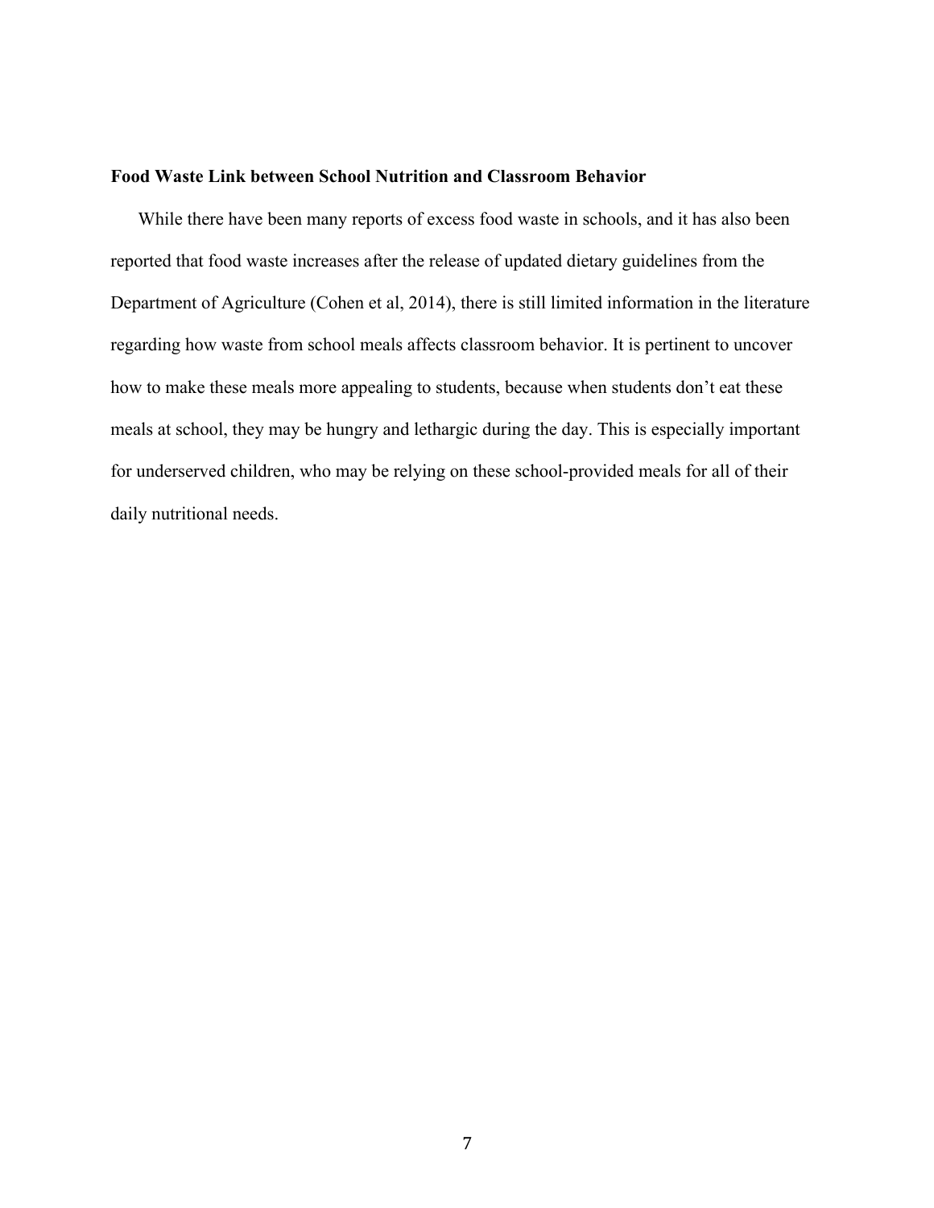**Food Waste Link between School Nutrition and Classroom Behavior**

While there have been many reports of excess food waste in schools, and it has also been reported that food waste increases after the release of updated dietary guidelines from the Department of Agriculture (Cohen et al, 2014), there is still limited information in the literature regarding how waste from school meals affects classroom behavior. It is pertinent to uncover how to make these meals more appealing to students, because when students don't eat these meals at school, they may be hungry and lethargic during the day. This is especially important for underserved children, who may be relying on these school-provided meals for all of their daily nutritional needs.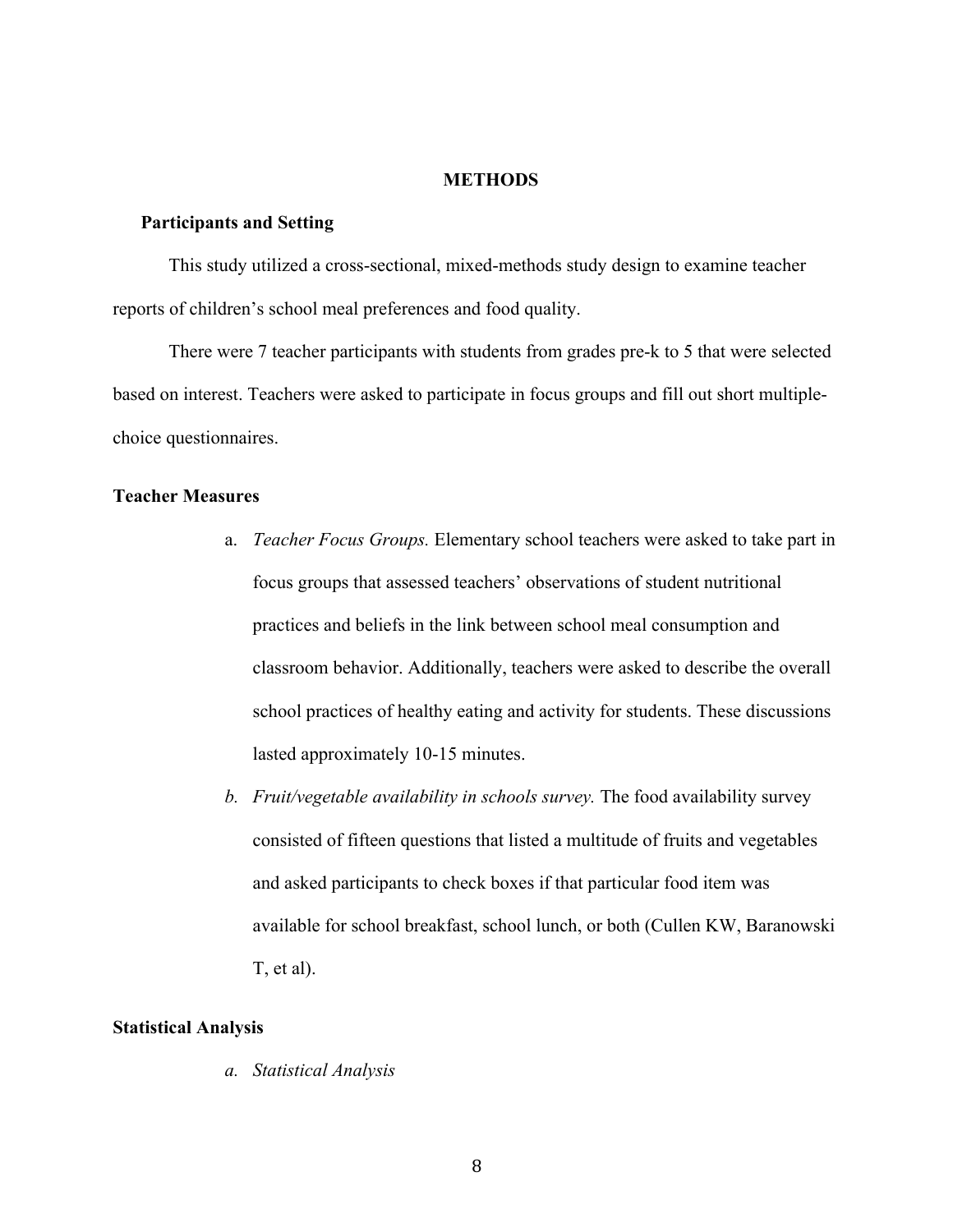# METHODS

## Participants and Setting

This study utilized a cross-sectional, mixed-methods study design to examine teacher reports of children's school meal preferences and food quality.

There were 7 teacher participants with students from grades pre-k to 5 that were selected based on interest. Teachers were asked to participate in focus groups and fill out short multiple-choice questionnaires.

## Teacher Measures

a. *Teacher Focus Groups.* Elementary school teachers were asked to take part in focus groups that assessed teachers' observations of student nutritional practices and beliefs in the link between school meal consumption and classroom behavior. Additionally, teachers were asked to describe the overall school practices of healthy eating and activity for students. These discussions lasted approximately 10-15 minutes.

b. *Fruit/vegetable availability in schools survey.* The food availability survey consisted of fifteen questions that listed a multitude of fruits and vegetables and asked participants to check boxes if that particular food item was available for school breakfast, school lunch, or both (Cullen KW, Baranowski T, et al).

## Statistical Analysis

a. *Statistical Analysis*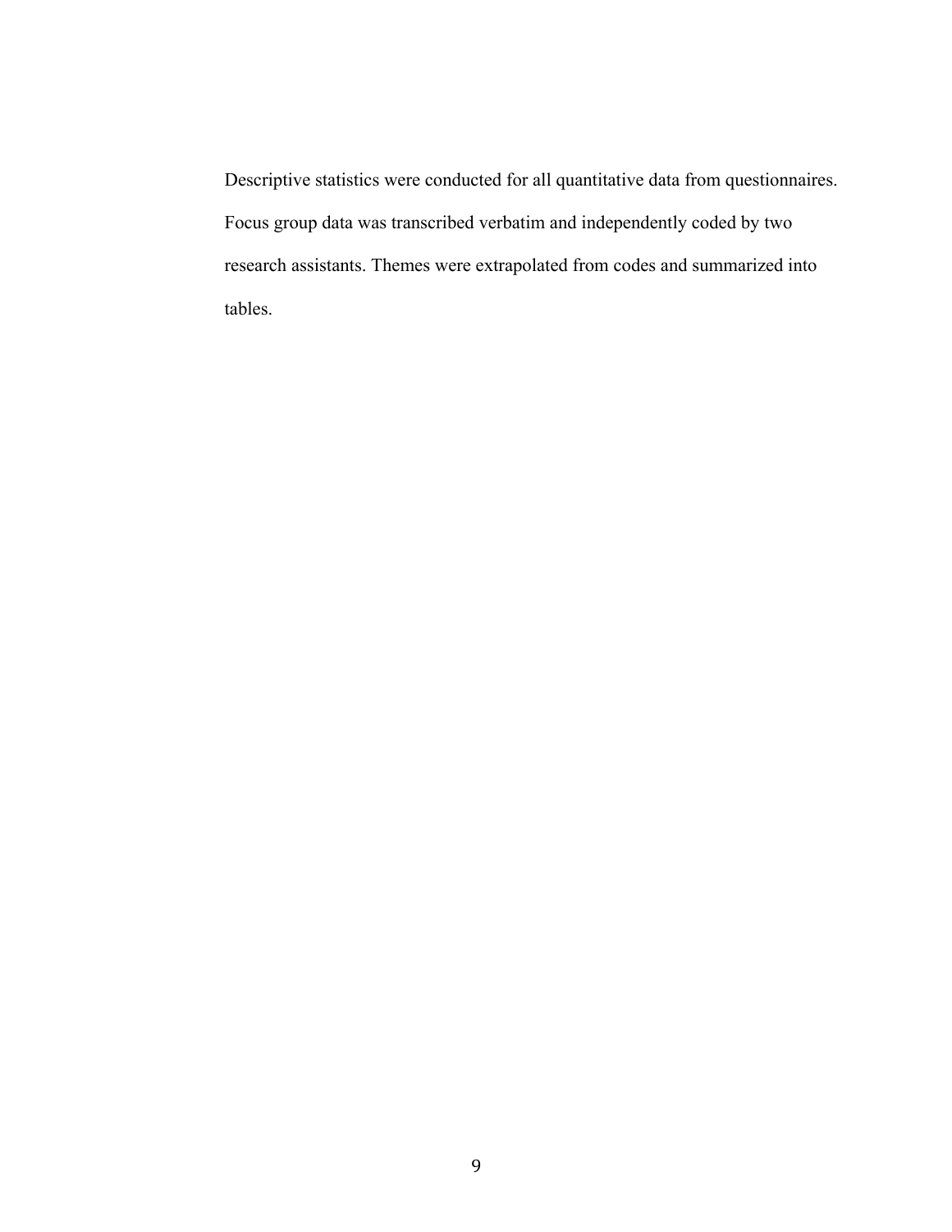Descriptive statistics were conducted for all quantitative data from questionnaires. Focus group data was transcribed verbatim and independently coded by two research assistants. Themes were extrapolated from codes and summarized into tables.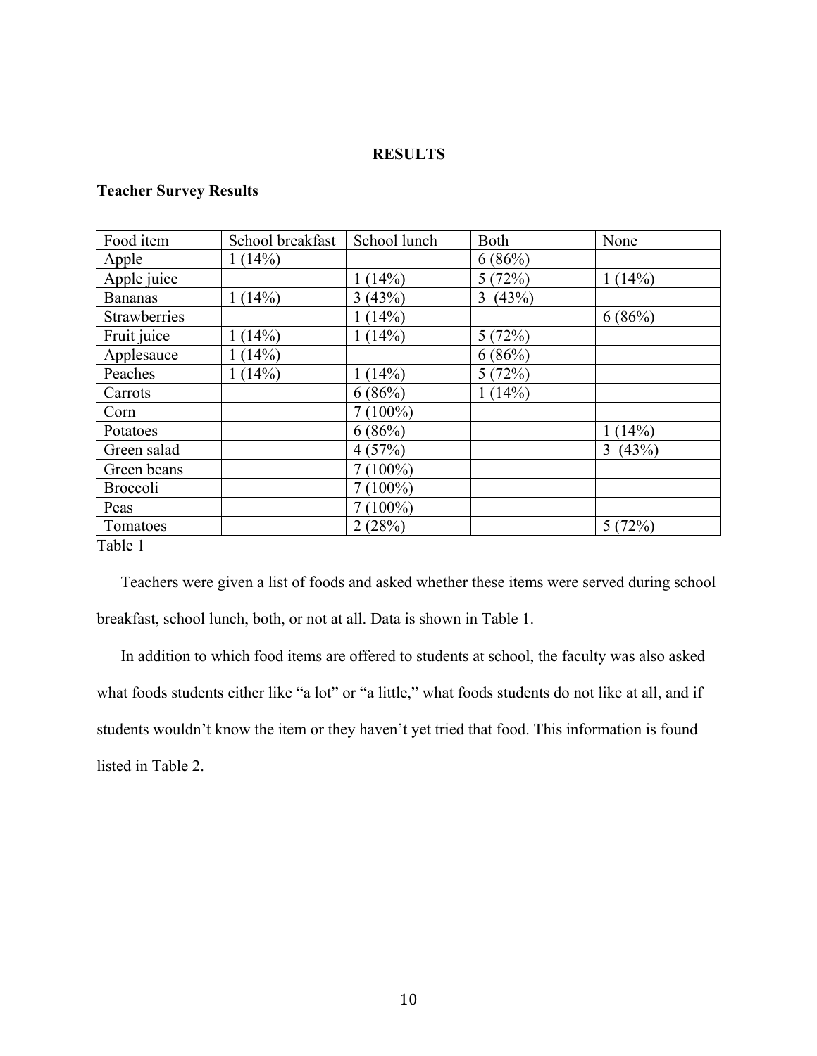# RESULTS

## Teacher Survey Results

| Food item | School breakfast | School lunch | Both | None |
|---|---|---|---|---|
| Apple | 1 (14%) | | 6 (86%) | |
| Apple juice | | 1 (14%) | 5 (72%) | 1 (14%) |
| Bananas | 1 (14%) | 3 (43%) | 3 (43%) | |
| Strawberries | | 1 (14%) | | 6 (86%) |
| Fruit juice | 1 (14%) | 1 (14%) | 5 (72%) | |
| Applesauce | 1 (14%) | | 6 (86%) | |
| Peaches | 1 (14%) | 1 (14%) | 5 (72%) | |
| Carrots | | 6 (86%) | 1 (14%) | |
| Corn | | 7 (100%) | | |
| Potatoes | | 6 (86%) | | 1 (14%) |
| Green salad | | 4 (57%) | | 3 (43%) |
| Green beans | | 7 (100%) | | |
| Broccoli | | 7 (100%) | | |
| Peas | | 7 (100%) | | |
| Tomatoes | | 2 (28%) | | 5 (72%) |

Table 1

Teachers were given a list of foods and asked whether these items were served during school breakfast, school lunch, both, or not at all. Data is shown in Table 1.

In addition to which food items are offered to students at school, the faculty was also asked what foods students either like "a lot" or "a little," what foods students do not like at all, and if students wouldn't know the item or they haven't yet tried that food. This information is found listed in Table 2.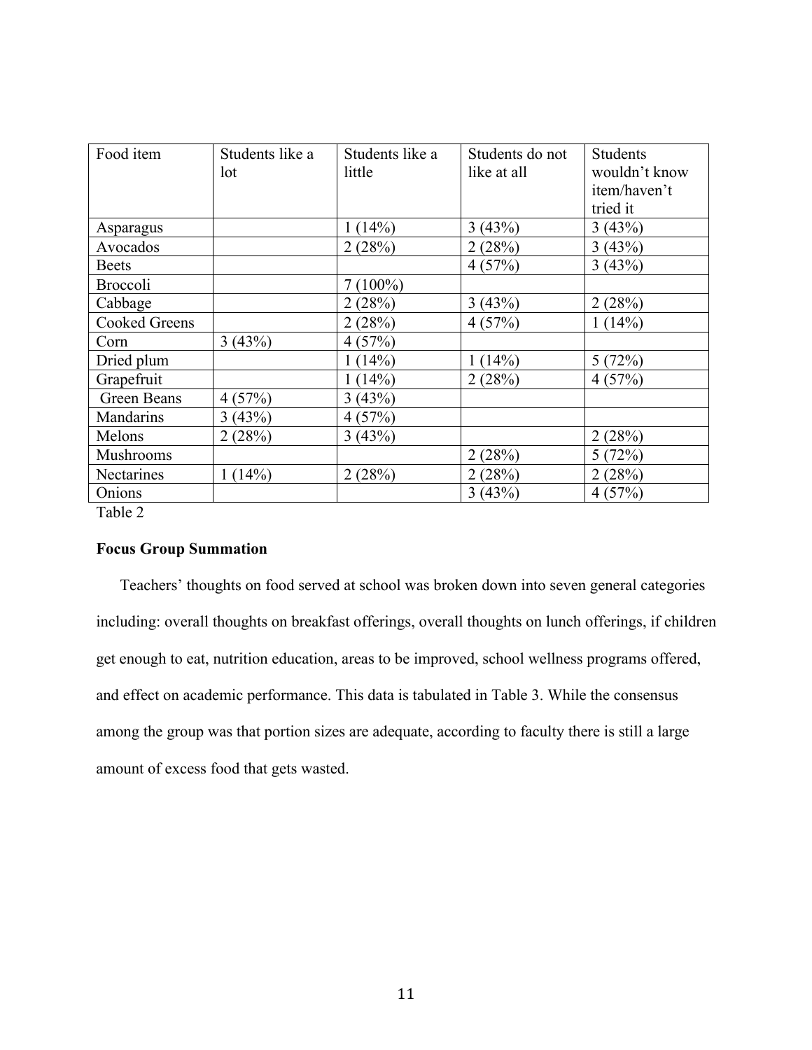| Food item | Students like a lot | Students like a little | Students do not like at all | Students wouldn't know item/haven't tried it |
| --- | --- | --- | --- | --- |
| Asparagus | | 1 (14%) | 3 (43%) | 3 (43%) |
| Avocados | | 2 (28%) | 2 (28%) | 3 (43%) |
| Beets | | | 4 (57%) | 3 (43%) |
| Broccoli | | 7 (100%) | | |
| Cabbage | | 2 (28%) | 3 (43%) | 2 (28%) |
| Cooked Greens | | 2 (28%) | 4 (57%) | 1 (14%) |
| Corn | 3 (43%) | 4 (57%) | | |
| Dried plum | | 1 (14%) | 1 (14%) | 5 (72%) |
| Grapefruit | | 1 (14%) | 2 (28%) | 4 (57%) |
| Green Beans | 4 (57%) | 3 (43%) | | |
| Mandarins | 3 (43%) | 4 (57%) | | |
| Melons | 2 (28%) | 3 (43%) | | 2 (28%) |
| Mushrooms | | | 2 (28%) | 5 (72%) |
| Nectarines | 1 (14%) | 2 (28%) | 2 (28%) | 2 (28%) |
| Onions | | | 3 (43%) | 4 (57%) |

Table 2

**Focus Group Summation**

Teachers' thoughts on food served at school was broken down into seven general categories including: overall thoughts on breakfast offerings, overall thoughts on lunch offerings, if children get enough to eat, nutrition education, areas to be improved, school wellness programs offered, and effect on academic performance. This data is tabulated in Table 3. While the consensus among the group was that portion sizes are adequate, according to faculty there is still a large amount of excess food that gets wasted.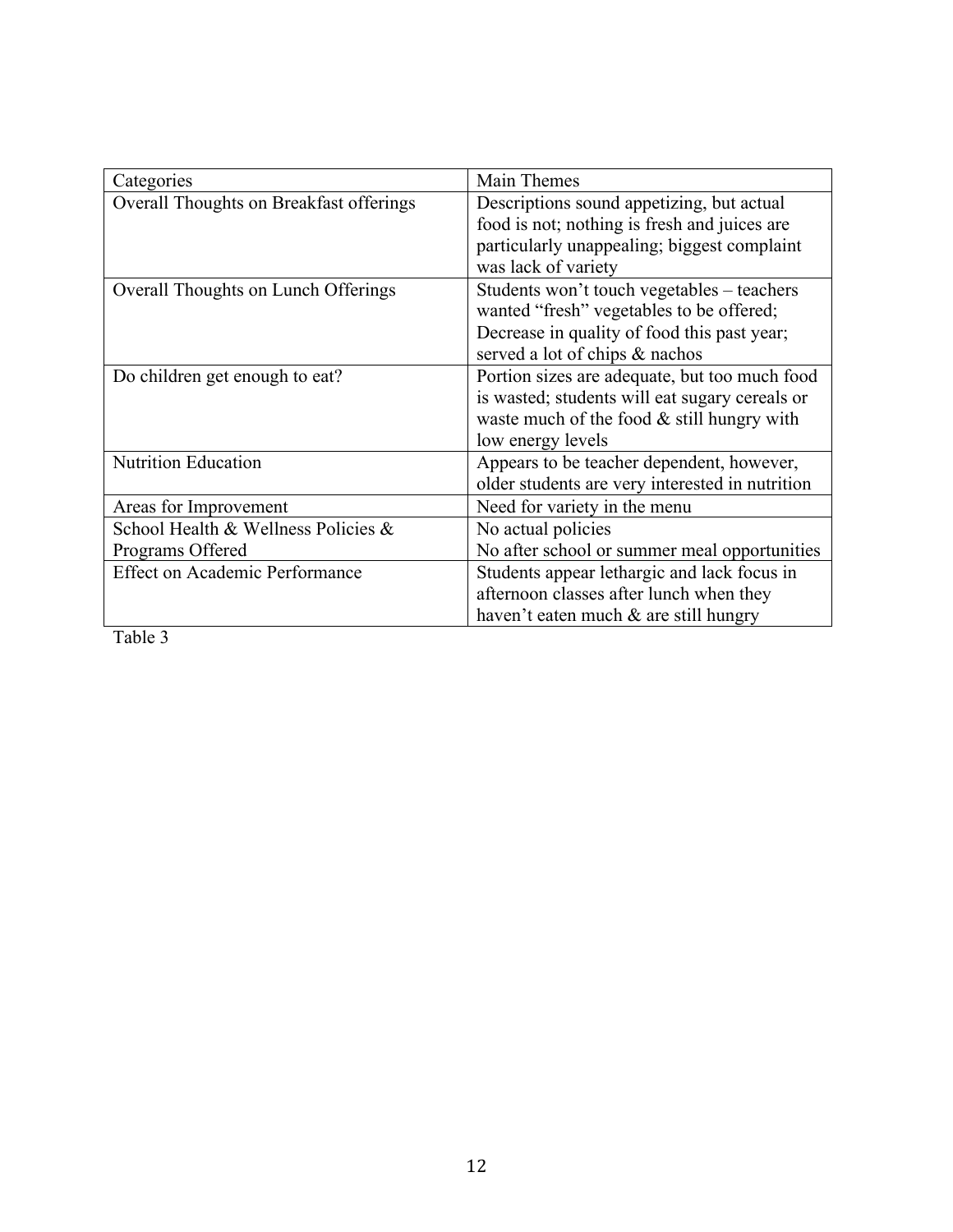| Categories | Main Themes |
| --- | --- |
| Overall Thoughts on Breakfast offerings | Descriptions sound appetizing, but actual food is not; nothing is fresh and juices are particularly unappealing; biggest complaint was lack of variety |
| Overall Thoughts on Lunch Offerings | Students won't touch vegetables – teachers wanted "fresh" vegetables to be offered; Decrease in quality of food this past year; served a lot of chips & nachos |
| Do children get enough to eat? | Portion sizes are adequate, but too much food is wasted; students will eat sugary cereals or waste much of the food & still hungry with low energy levels |
| Nutrition Education | Appears to be teacher dependent, however, older students are very interested in nutrition |
| Areas for Improvement | Need for variety in the menu |
| School Health & Wellness Policies & Programs Offered | No actual policies<br>No after school or summer meal opportunities |
| Effect on Academic Performance | Students appear lethargic and lack focus in afternoon classes after lunch when they haven't eaten much & are still hungry |

Table 3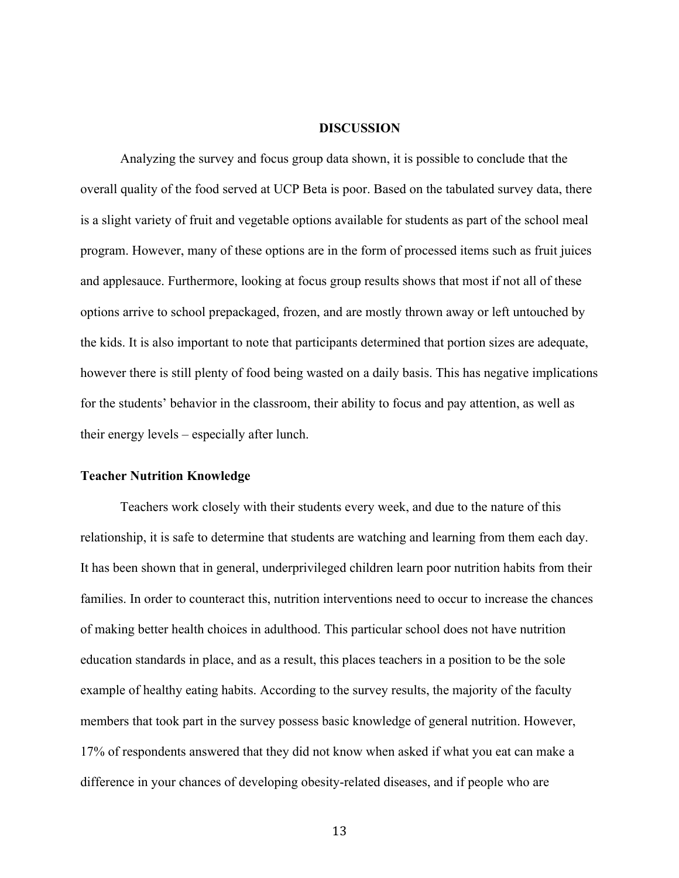# DISCUSSION

Analyzing the survey and focus group data shown, it is possible to conclude that the overall quality of the food served at UCP Beta is poor. Based on the tabulated survey data, there is a slight variety of fruit and vegetable options available for students as part of the school meal program. However, many of these options are in the form of processed items such as fruit juices and applesauce. Furthermore, looking at focus group results shows that most if not all of these options arrive to school prepackaged, frozen, and are mostly thrown away or left untouched by the kids. It is also important to note that participants determined that portion sizes are adequate, however there is still plenty of food being wasted on a daily basis. This has negative implications for the students' behavior in the classroom, their ability to focus and pay attention, as well as their energy levels – especially after lunch.

## Teacher Nutrition Knowledge

Teachers work closely with their students every week, and due to the nature of this relationship, it is safe to determine that students are watching and learning from them each day. It has been shown that in general, underprivileged children learn poor nutrition habits from their families. In order to counteract this, nutrition interventions need to occur to increase the chances of making better health choices in adulthood. This particular school does not have nutrition education standards in place, and as a result, this places teachers in a position to be the sole example of healthy eating habits. According to the survey results, the majority of the faculty members that took part in the survey possess basic knowledge of general nutrition. However, 17% of respondents answered that they did not know when asked if what you eat can make a difference in your chances of developing obesity-related diseases, and if people who are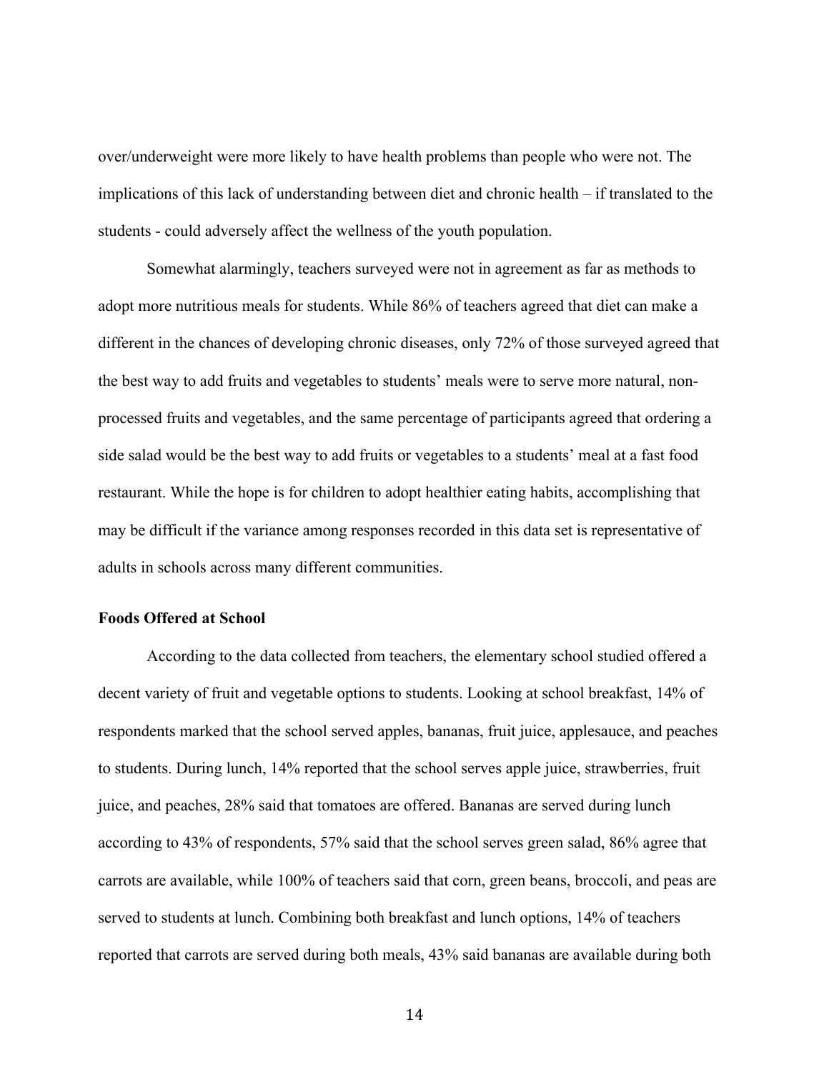over/underweight were more likely to have health problems than people who were not. The implications of this lack of understanding between diet and chronic health – if translated to the students - could adversely affect the wellness of the youth population.

Somewhat alarmingly, teachers surveyed were not in agreement as far as methods to adopt more nutritious meals for students. While 86% of teachers agreed that diet can make a different in the chances of developing chronic diseases, only 72% of those surveyed agreed that the best way to add fruits and vegetables to students' meals were to serve more natural, non-processed fruits and vegetables, and the same percentage of participants agreed that ordering a side salad would be the best way to add fruits or vegetables to a students' meal at a fast food restaurant. While the hope is for children to adopt healthier eating habits, accomplishing that may be difficult if the variance among responses recorded in this data set is representative of adults in schools across many different communities.

**Foods Offered at School**

According to the data collected from teachers, the elementary school studied offered a decent variety of fruit and vegetable options to students. Looking at school breakfast, 14% of respondents marked that the school served apples, bananas, fruit juice, applesauce, and peaches to students. During lunch, 14% reported that the school serves apple juice, strawberries, fruit juice, and peaches, 28% said that tomatoes are offered. Bananas are served during lunch according to 43% of respondents, 57% said that the school serves green salad, 86% agree that carrots are available, while 100% of teachers said that corn, green beans, broccoli, and peas are served to students at lunch. Combining both breakfast and lunch options, 14% of teachers reported that carrots are served during both meals, 43% said bananas are available during both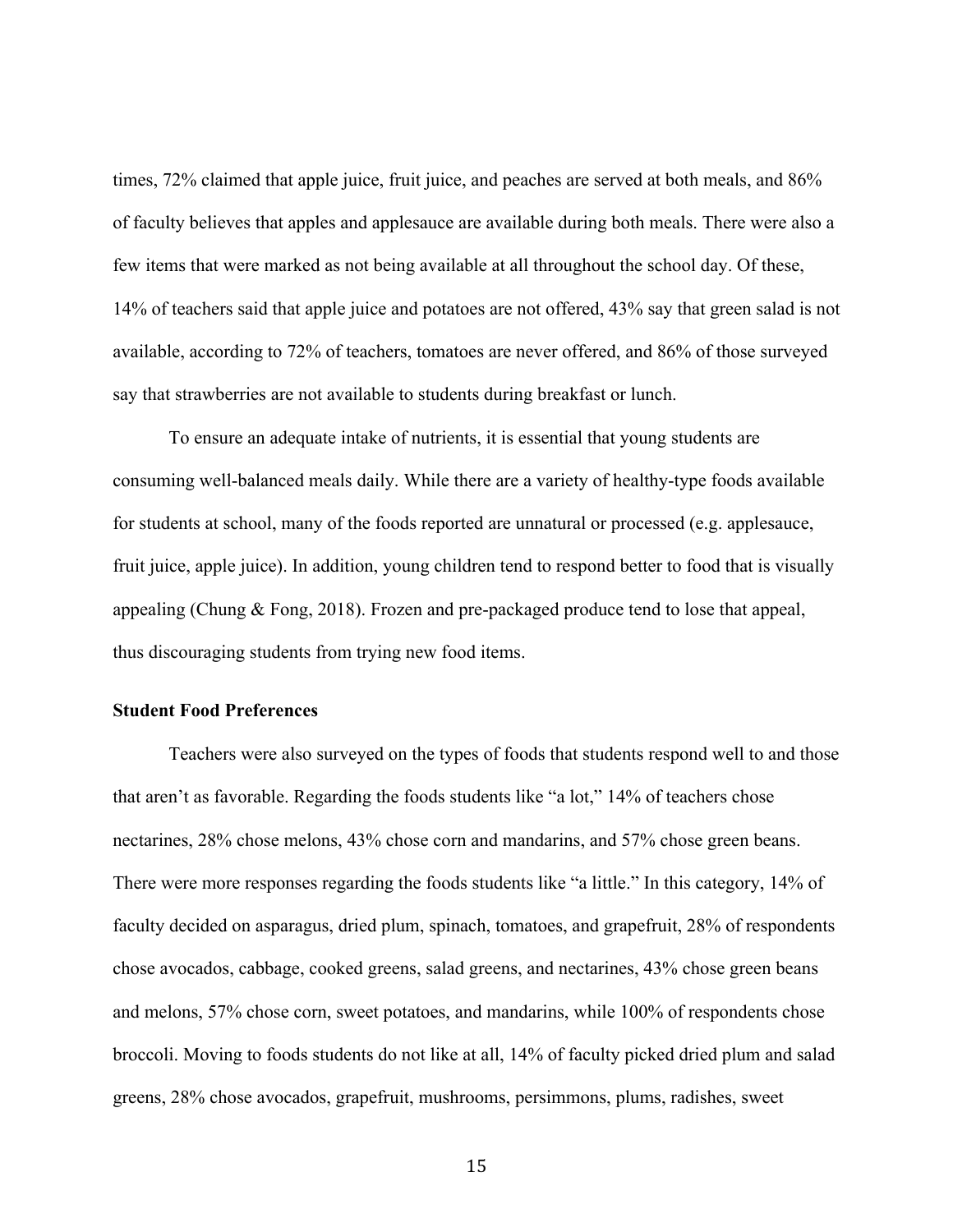times, 72% claimed that apple juice, fruit juice, and peaches are served at both meals, and 86% of faculty believes that apples and applesauce are available during both meals. There were also a few items that were marked as not being available at all throughout the school day. Of these, 14% of teachers said that apple juice and potatoes are not offered, 43% say that green salad is not available, according to 72% of teachers, tomatoes are never offered, and 86% of those surveyed say that strawberries are not available to students during breakfast or lunch.

To ensure an adequate intake of nutrients, it is essential that young students are consuming well-balanced meals daily. While there are a variety of healthy-type foods available for students at school, many of the foods reported are unnatural or processed (e.g. applesauce, fruit juice, apple juice). In addition, young children tend to respond better to food that is visually appealing (Chung & Fong, 2018). Frozen and pre-packaged produce tend to lose that appeal, thus discouraging students from trying new food items.

### Student Food Preferences

Teachers were also surveyed on the types of foods that students respond well to and those that aren't as favorable. Regarding the foods students like "a lot," 14% of teachers chose nectarines, 28% chose melons, 43% chose corn and mandarins, and 57% chose green beans. There were more responses regarding the foods students like "a little." In this category, 14% of faculty decided on asparagus, dried plum, spinach, tomatoes, and grapefruit, 28% of respondents chose avocados, cabbage, cooked greens, salad greens, and nectarines, 43% chose green beans and melons, 57% chose corn, sweet potatoes, and mandarins, while 100% of respondents chose broccoli. Moving to foods students do not like at all, 14% of faculty picked dried plum and salad greens, 28% chose avocados, grapefruit, mushrooms, persimmons, plums, radishes, sweet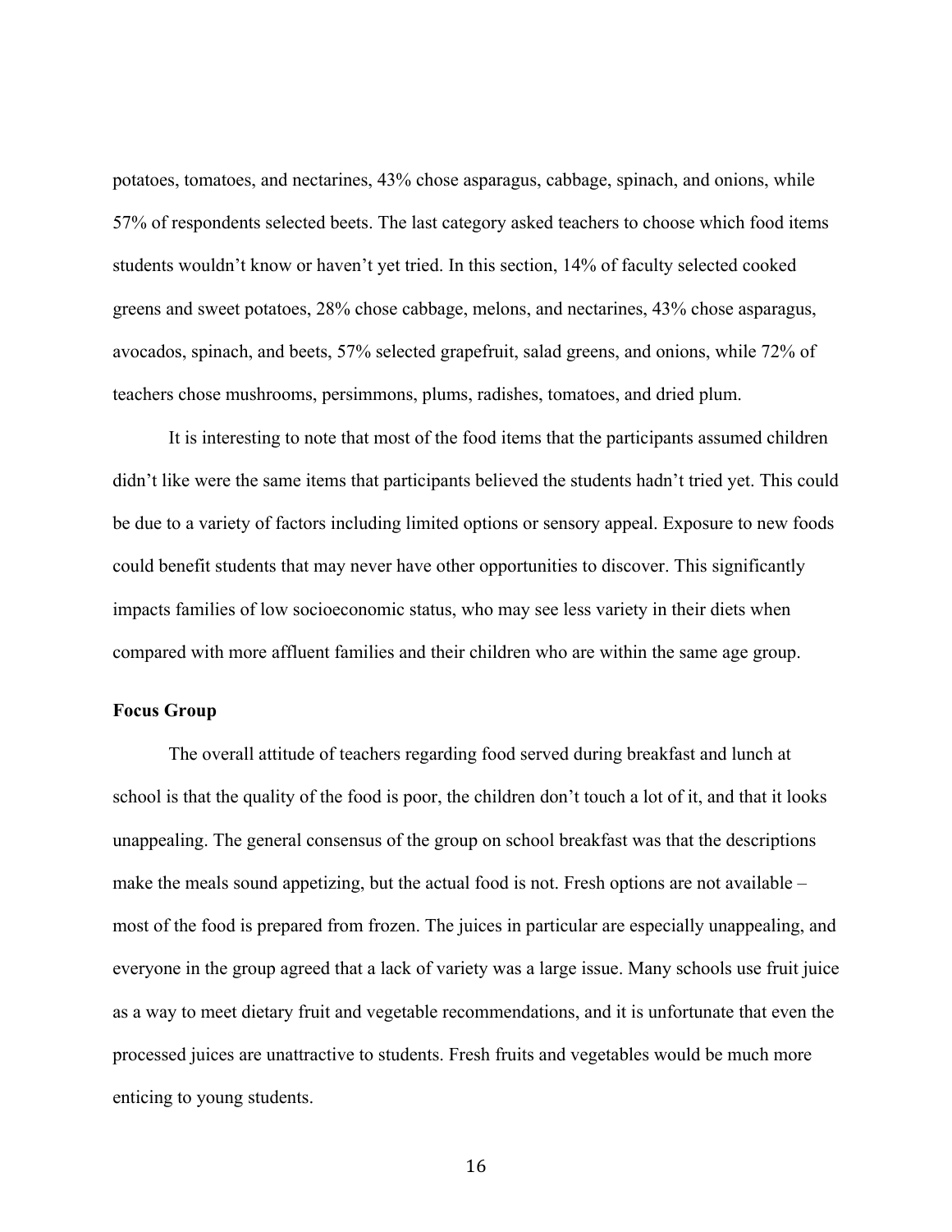potatoes, tomatoes, and nectarines, 43% chose asparagus, cabbage, spinach, and onions, while 57% of respondents selected beets. The last category asked teachers to choose which food items students wouldn't know or haven't yet tried. In this section, 14% of faculty selected cooked greens and sweet potatoes, 28% chose cabbage, melons, and nectarines, 43% chose asparagus, avocados, spinach, and beets, 57% selected grapefruit, salad greens, and onions, while 72% of teachers chose mushrooms, persimmons, plums, radishes, tomatoes, and dried plum.

It is interesting to note that most of the food items that the participants assumed children didn't like were the same items that participants believed the students hadn't tried yet. This could be due to a variety of factors including limited options or sensory appeal. Exposure to new foods could benefit students that may never have other opportunities to discover. This significantly impacts families of low socioeconomic status, who may see less variety in their diets when compared with more affluent families and their children who are within the same age group.

**Focus Group**

The overall attitude of teachers regarding food served during breakfast and lunch at school is that the quality of the food is poor, the children don't touch a lot of it, and that it looks unappealing. The general consensus of the group on school breakfast was that the descriptions make the meals sound appetizing, but the actual food is not. Fresh options are not available – most of the food is prepared from frozen. The juices in particular are especially unappealing, and everyone in the group agreed that a lack of variety was a large issue. Many schools use fruit juice as a way to meet dietary fruit and vegetable recommendations, and it is unfortunate that even the processed juices are unattractive to students. Fresh fruits and vegetables would be much more enticing to young students.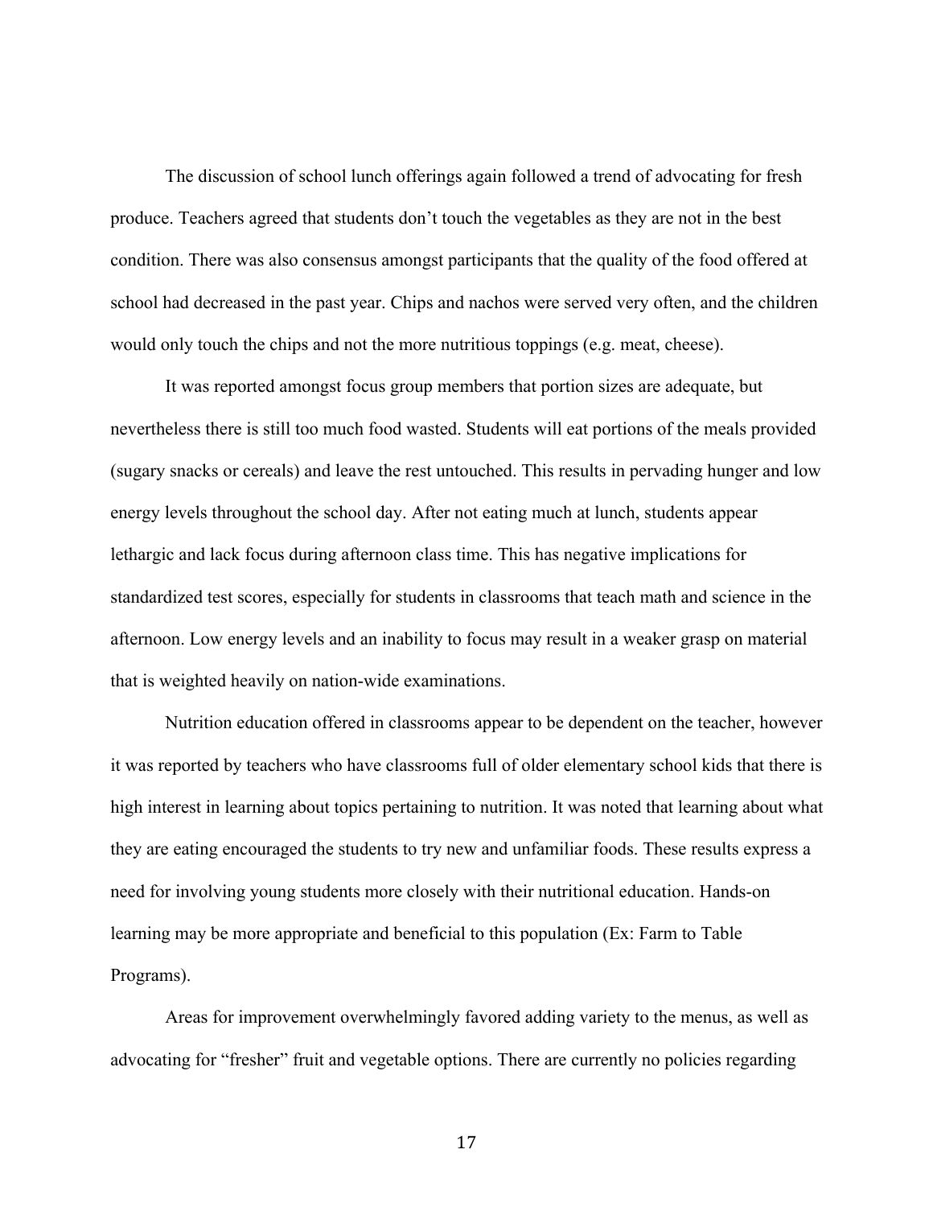The discussion of school lunch offerings again followed a trend of advocating for fresh produce. Teachers agreed that students don't touch the vegetables as they are not in the best condition. There was also consensus amongst participants that the quality of the food offered at school had decreased in the past year. Chips and nachos were served very often, and the children would only touch the chips and not the more nutritious toppings (e.g. meat, cheese).

It was reported amongst focus group members that portion sizes are adequate, but nevertheless there is still too much food wasted. Students will eat portions of the meals provided (sugary snacks or cereals) and leave the rest untouched. This results in pervading hunger and low energy levels throughout the school day. After not eating much at lunch, students appear lethargic and lack focus during afternoon class time. This has negative implications for standardized test scores, especially for students in classrooms that teach math and science in the afternoon. Low energy levels and an inability to focus may result in a weaker grasp on material that is weighted heavily on nation-wide examinations.

Nutrition education offered in classrooms appear to be dependent on the teacher, however it was reported by teachers who have classrooms full of older elementary school kids that there is high interest in learning about topics pertaining to nutrition. It was noted that learning about what they are eating encouraged the students to try new and unfamiliar foods. These results express a need for involving young students more closely with their nutritional education. Hands-on learning may be more appropriate and beneficial to this population (Ex: Farm to Table Programs).

Areas for improvement overwhelmingly favored adding variety to the menus, as well as advocating for "fresher" fruit and vegetable options. There are currently no policies regarding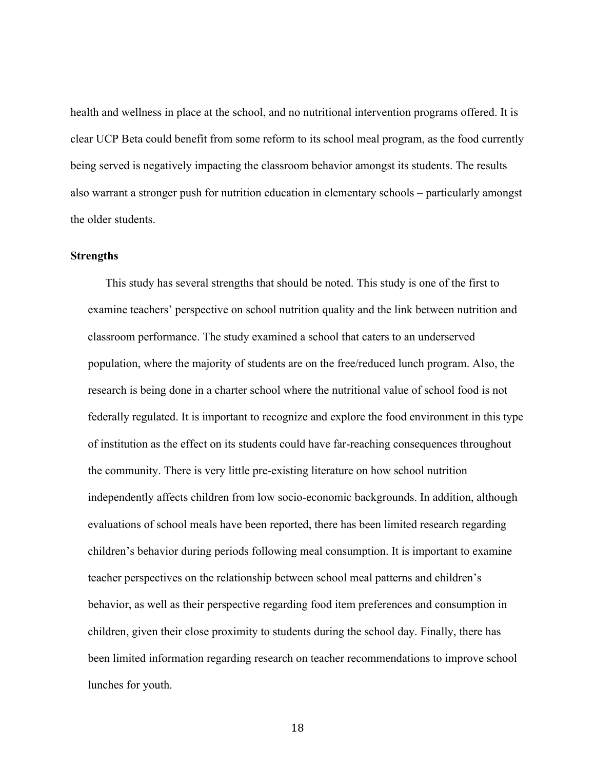health and wellness in place at the school, and no nutritional intervention programs offered. It is clear UCP Beta could benefit from some reform to its school meal program, as the food currently being served is negatively impacting the classroom behavior amongst its students. The results also warrant a stronger push for nutrition education in elementary schools – particularly amongst the older students.

**Strengths**

This study has several strengths that should be noted. This study is one of the first to examine teachers' perspective on school nutrition quality and the link between nutrition and classroom performance. The study examined a school that caters to an underserved population, where the majority of students are on the free/reduced lunch program. Also, the research is being done in a charter school where the nutritional value of school food is not federally regulated. It is important to recognize and explore the food environment in this type of institution as the effect on its students could have far-reaching consequences throughout the community. There is very little pre-existing literature on how school nutrition independently affects children from low socio-economic backgrounds. In addition, although evaluations of school meals have been reported, there has been limited research regarding children's behavior during periods following meal consumption. It is important to examine teacher perspectives on the relationship between school meal patterns and children's behavior, as well as their perspective regarding food item preferences and consumption in children, given their close proximity to students during the school day. Finally, there has been limited information regarding research on teacher recommendations to improve school lunches for youth.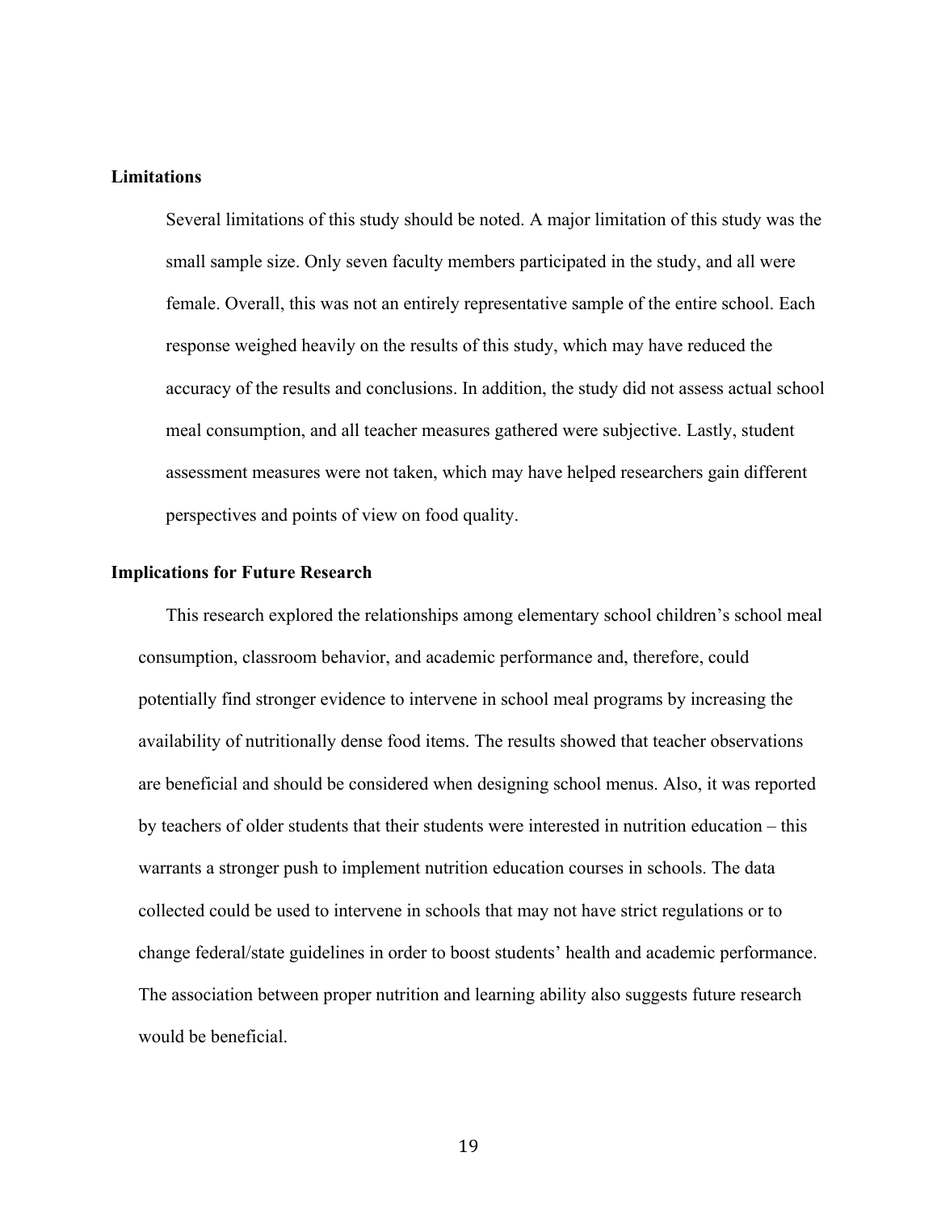### Limitations

Several limitations of this study should be noted. A major limitation of this study was the small sample size. Only seven faculty members participated in the study, and all were female. Overall, this was not an entirely representative sample of the entire school. Each response weighed heavily on the results of this study, which may have reduced the accuracy of the results and conclusions. In addition, the study did not assess actual school meal consumption, and all teacher measures gathered were subjective. Lastly, student assessment measures were not taken, which may have helped researchers gain different perspectives and points of view on food quality.

### Implications for Future Research

This research explored the relationships among elementary school children's school meal consumption, classroom behavior, and academic performance and, therefore, could potentially find stronger evidence to intervene in school meal programs by increasing the availability of nutritionally dense food items. The results showed that teacher observations are beneficial and should be considered when designing school menus. Also, it was reported by teachers of older students that their students were interested in nutrition education – this warrants a stronger push to implement nutrition education courses in schools. The data collected could be used to intervene in schools that may not have strict regulations or to change federal/state guidelines in order to boost students' health and academic performance. The association between proper nutrition and learning ability also suggests future research would be beneficial.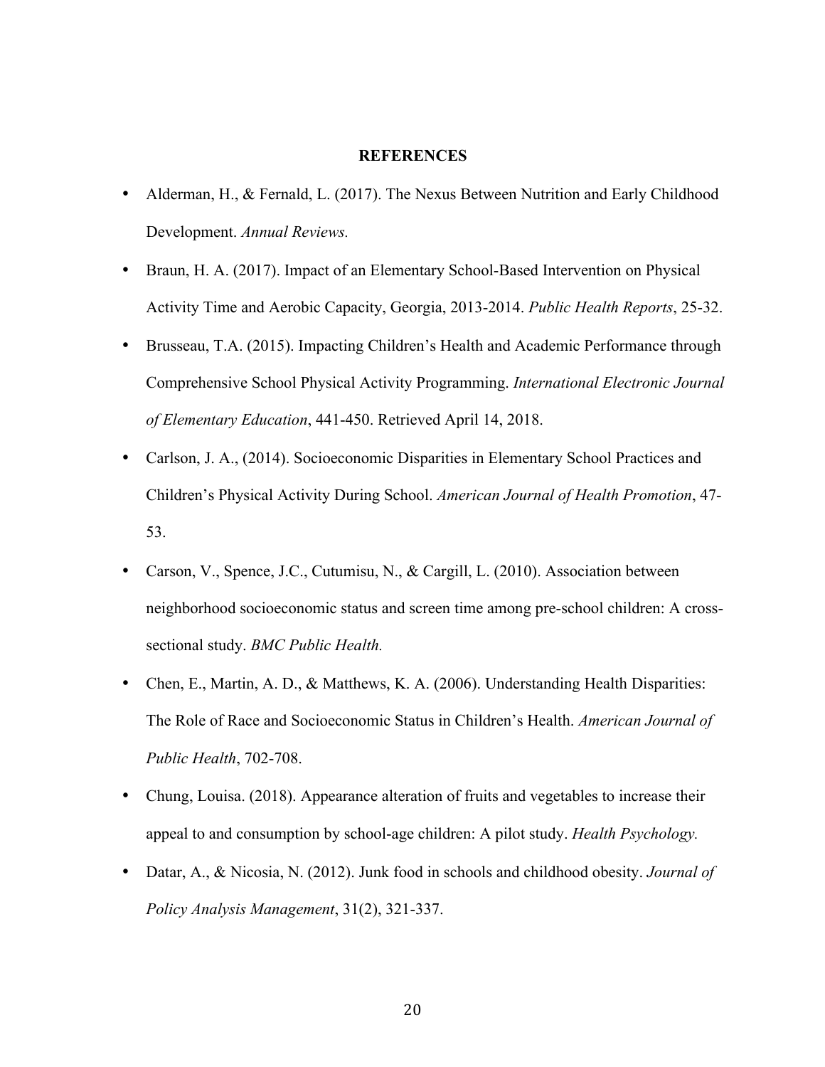## REFERENCES

- Alderman, H., & Fernald, L. (2017). The Nexus Between Nutrition and Early Childhood Development. *Annual Reviews.*
- Braun, H. A. (2017). Impact of an Elementary School-Based Intervention on Physical Activity Time and Aerobic Capacity, Georgia, 2013-2014. *Public Health Reports*, 25-32.
- Brusseau, T.A. (2015). Impacting Children's Health and Academic Performance through Comprehensive School Physical Activity Programming. *International Electronic Journal of Elementary Education*, 441-450. Retrieved April 14, 2018.
- Carlson, J. A., (2014). Socioeconomic Disparities in Elementary School Practices and Children's Physical Activity During School. *American Journal of Health Promotion*, 47-53.
- Carson, V., Spence, J.C., Cutumisu, N., & Cargill, L. (2010). Association between neighborhood socioeconomic status and screen time among pre-school children: A cross-sectional study. *BMC Public Health.*
- Chen, E., Martin, A. D., & Matthews, K. A. (2006). Understanding Health Disparities: The Role of Race and Socioeconomic Status in Children's Health. *American Journal of Public Health*, 702-708.
- Chung, Louisa. (2018). Appearance alteration of fruits and vegetables to increase their appeal to and consumption by school-age children: A pilot study. *Health Psychology.*
- Datar, A., & Nicosia, N. (2012). Junk food in schools and childhood obesity. *Journal of Policy Analysis Management*, 31(2), 321-337.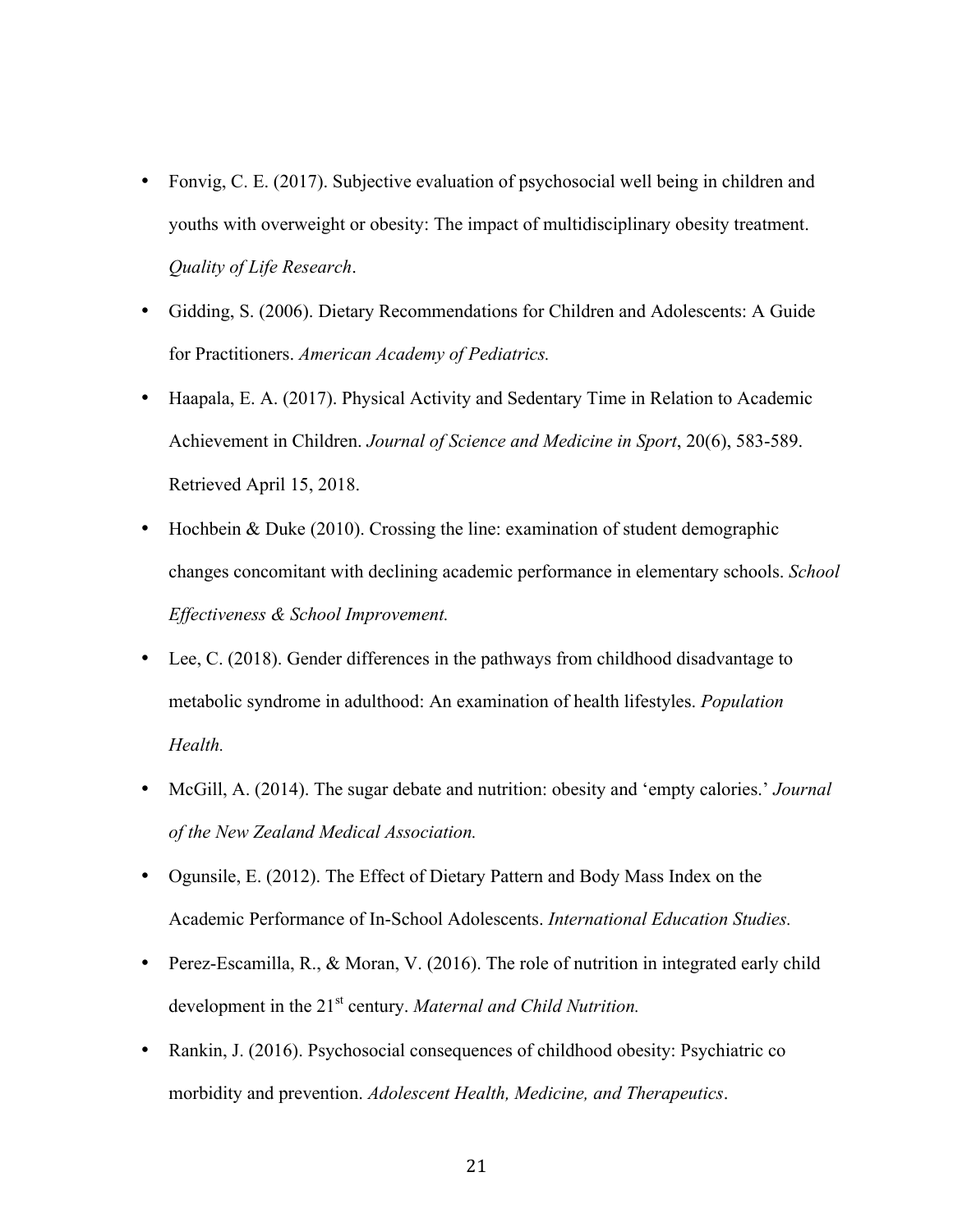- Fonvig, C. E. (2017). Subjective evaluation of psychosocial well being in children and youths with overweight or obesity: The impact of multidisciplinary obesity treatment. *Quality of Life Research*.
- Gidding, S. (2006). Dietary Recommendations for Children and Adolescents: A Guide for Practitioners. *American Academy of Pediatrics.*
- Haapala, E. A. (2017). Physical Activity and Sedentary Time in Relation to Academic Achievement in Children. *Journal of Science and Medicine in Sport*, 20(6), 583-589. Retrieved April 15, 2018.
- Hochbein & Duke (2010). Crossing the line: examination of student demographic changes concomitant with declining academic performance in elementary schools. *School Effectiveness & School Improvement.*
- Lee, C. (2018). Gender differences in the pathways from childhood disadvantage to metabolic syndrome in adulthood: An examination of health lifestyles. *Population Health.*
- McGill, A. (2014). The sugar debate and nutrition: obesity and 'empty calories.' *Journal of the New Zealand Medical Association.*
- Ogunsile, E. (2012). The Effect of Dietary Pattern and Body Mass Index on the Academic Performance of In-School Adolescents. *International Education Studies.*
- Perez-Escamilla, R., & Moran, V. (2016). The role of nutrition in integrated early child development in the 21st century. *Maternal and Child Nutrition.*
- Rankin, J. (2016). Psychosocial consequences of childhood obesity: Psychiatric co morbidity and prevention. *Adolescent Health, Medicine, and Therapeutics*.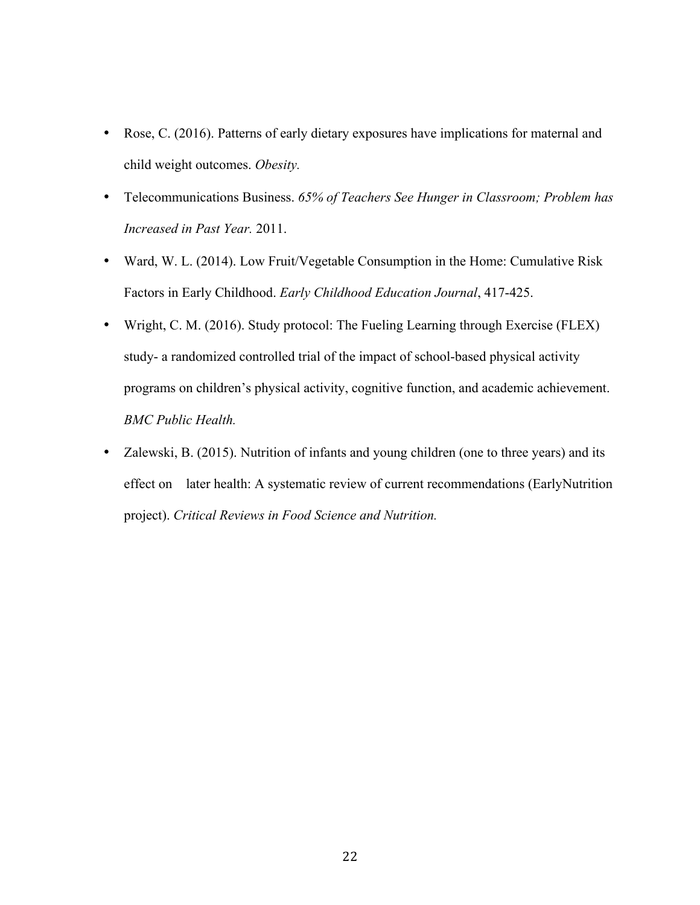- Rose, C. (2016). Patterns of early dietary exposures have implications for maternal and child weight outcomes. *Obesity.*
- Telecommunications Business. *65% of Teachers See Hunger in Classroom; Problem has Increased in Past Year.* 2011.
- Ward, W. L. (2014). Low Fruit/Vegetable Consumption in the Home: Cumulative Risk Factors in Early Childhood. *Early Childhood Education Journal*, 417-425.
- Wright, C. M. (2016). Study protocol: The Fueling Learning through Exercise (FLEX) study- a randomized controlled trial of the impact of school-based physical activity programs on children's physical activity, cognitive function, and academic achievement. *BMC Public Health.*
- Zalewski, B. (2015). Nutrition of infants and young children (one to three years) and its effect on later health: A systematic review of current recommendations (EarlyNutrition project). *Critical Reviews in Food Science and Nutrition.*